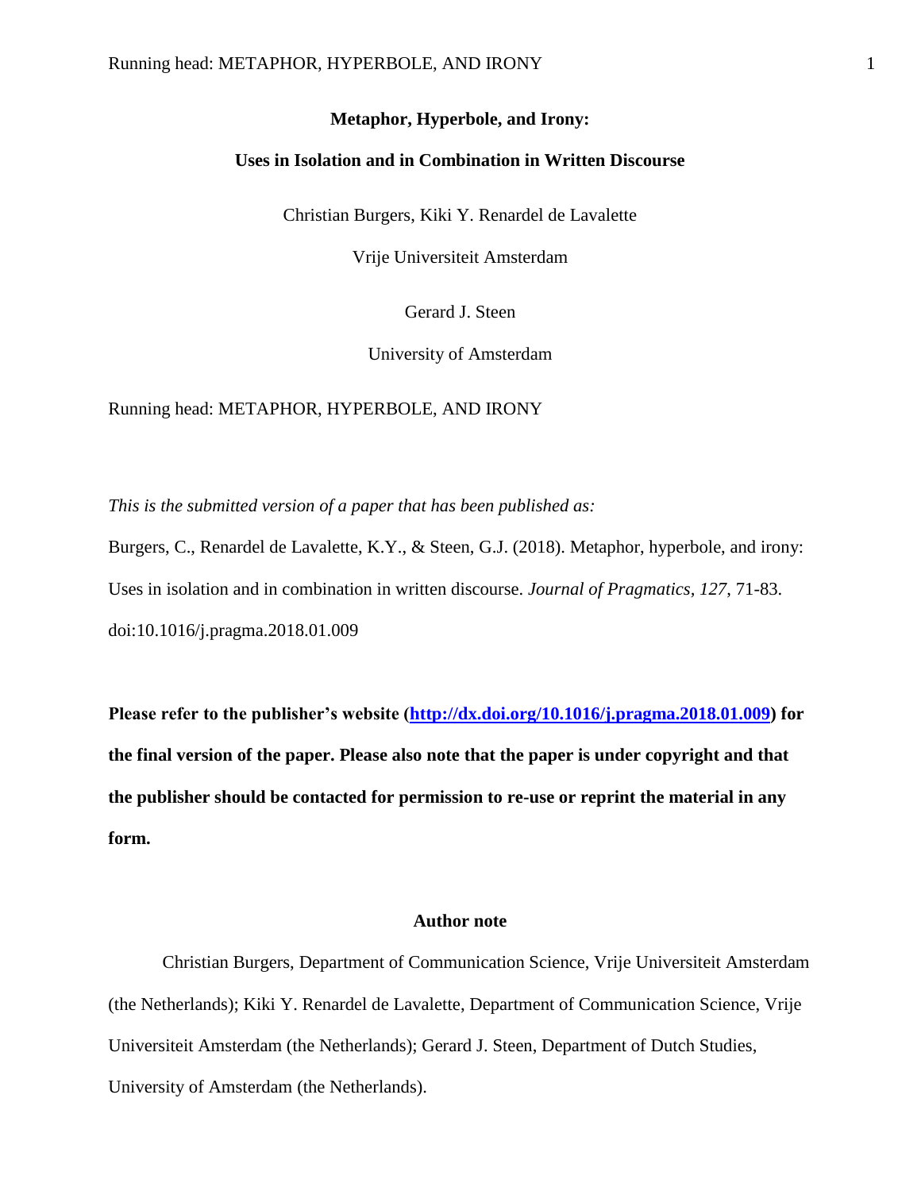# Metaphor, Hyperbole, and Irony:

## Uses in Isolation and in Combination in Written Discourse

Christian Burgers, Kiki Y. Renardel de Lavalette

Vrije Universiteit Amsterdam

Gerard J. Steen

University of Amsterdam

Running head: METAPHOR, HYPERBOLE, AND IRONY

*This is the submitted version of a paper that has been published as:*

Burgers, C., Renardel de Lavalette, K.Y., & Steen, G.J. (2018). Metaphor, hyperbole, and irony: Uses in isolation and in combination in written discourse. *Journal of Pragmatics, 127*, 71-83. doi:10.1016/j.pragma.2018.01.009

**Please refer to the publisher's website (http://dx.doi.org/10.1016/j.pragma.2018.01.009) for the final version of the paper. Please also note that the paper is under copyright and that the publisher should be contacted for permission to re-use or reprint the material in any form.**

**Author note**

Christian Burgers, Department of Communication Science, Vrije Universiteit Amsterdam (the Netherlands); Kiki Y. Renardel de Lavalette, Department of Communication Science, Vrije Universiteit Amsterdam (the Netherlands); Gerard J. Steen, Department of Dutch Studies, University of Amsterdam (the Netherlands).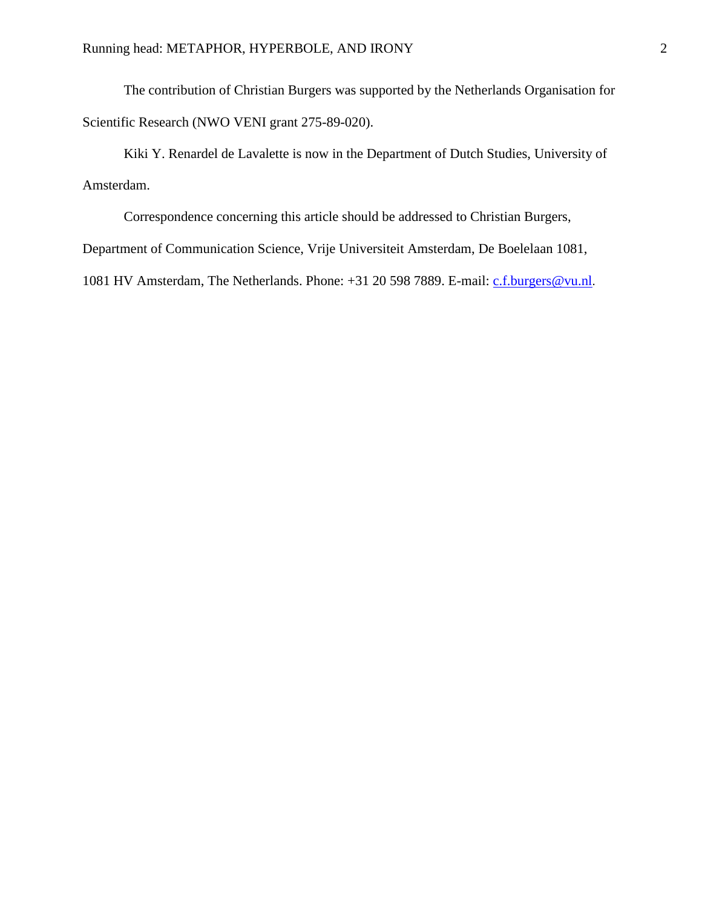The contribution of Christian Burgers was supported by the Netherlands Organisation for Scientific Research (NWO VENI grant 275-89-020).

Kiki Y. Renardel de Lavalette is now in the Department of Dutch Studies, University of Amsterdam.

Correspondence concerning this article should be addressed to Christian Burgers, Department of Communication Science, Vrije Universiteit Amsterdam, De Boelelaan 1081, 1081 HV Amsterdam, The Netherlands. Phone: +31 20 598 7889. E-mail: c.f.burgers@vu.nl.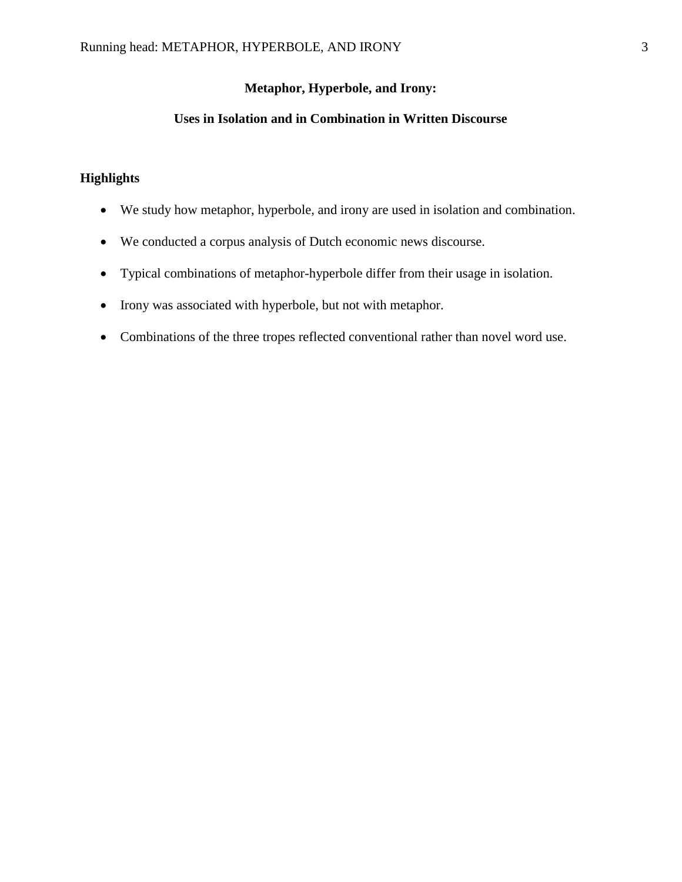# Metaphor, Hyperbole, and Irony:

# Uses in Isolation and in Combination in Written Discourse

## Highlights

- We study how metaphor, hyperbole, and irony are used in isolation and combination.
- We conducted a corpus analysis of Dutch economic news discourse.
- Typical combinations of metaphor-hyperbole differ from their usage in isolation.
- Irony was associated with hyperbole, but not with metaphor.
- Combinations of the three tropes reflected conventional rather than novel word use.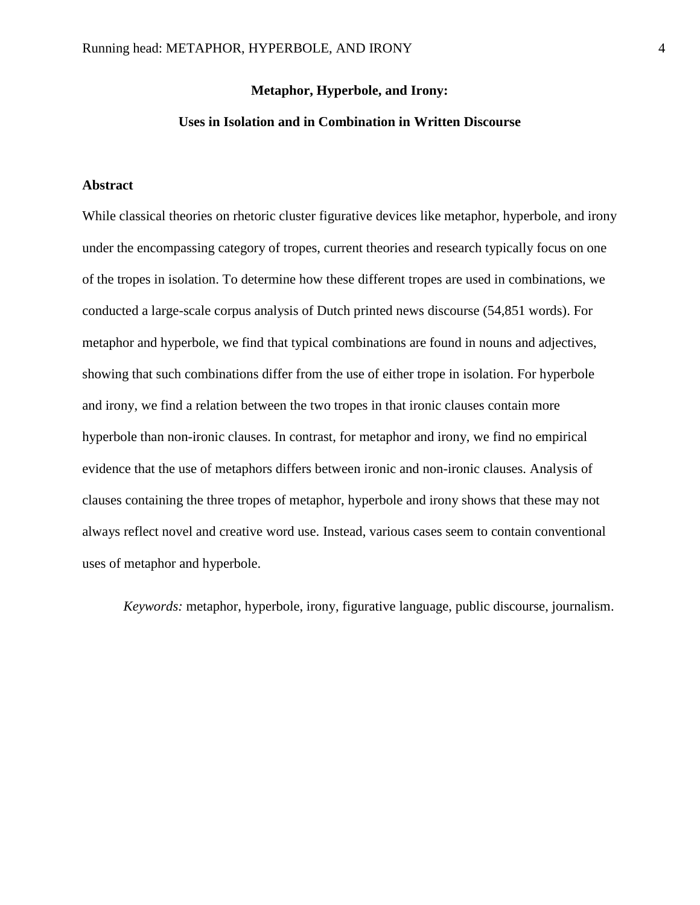**Metaphor, Hyperbole, and Irony:**

**Uses in Isolation and in Combination in Written Discourse**

## Abstract

While classical theories on rhetoric cluster figurative devices like metaphor, hyperbole, and irony under the encompassing category of tropes, current theories and research typically focus on one of the tropes in isolation. To determine how these different tropes are used in combinations, we conducted a large-scale corpus analysis of Dutch printed news discourse (54,851 words). For metaphor and hyperbole, we find that typical combinations are found in nouns and adjectives, showing that such combinations differ from the use of either trope in isolation. For hyperbole and irony, we find a relation between the two tropes in that ironic clauses contain more hyperbole than non-ironic clauses. In contrast, for metaphor and irony, we find no empirical evidence that the use of metaphors differs between ironic and non-ironic clauses. Analysis of clauses containing the three tropes of metaphor, hyperbole and irony shows that these may not always reflect novel and creative word use. Instead, various cases seem to contain conventional uses of metaphor and hyperbole.

*Keywords:* metaphor, hyperbole, irony, figurative language, public discourse, journalism.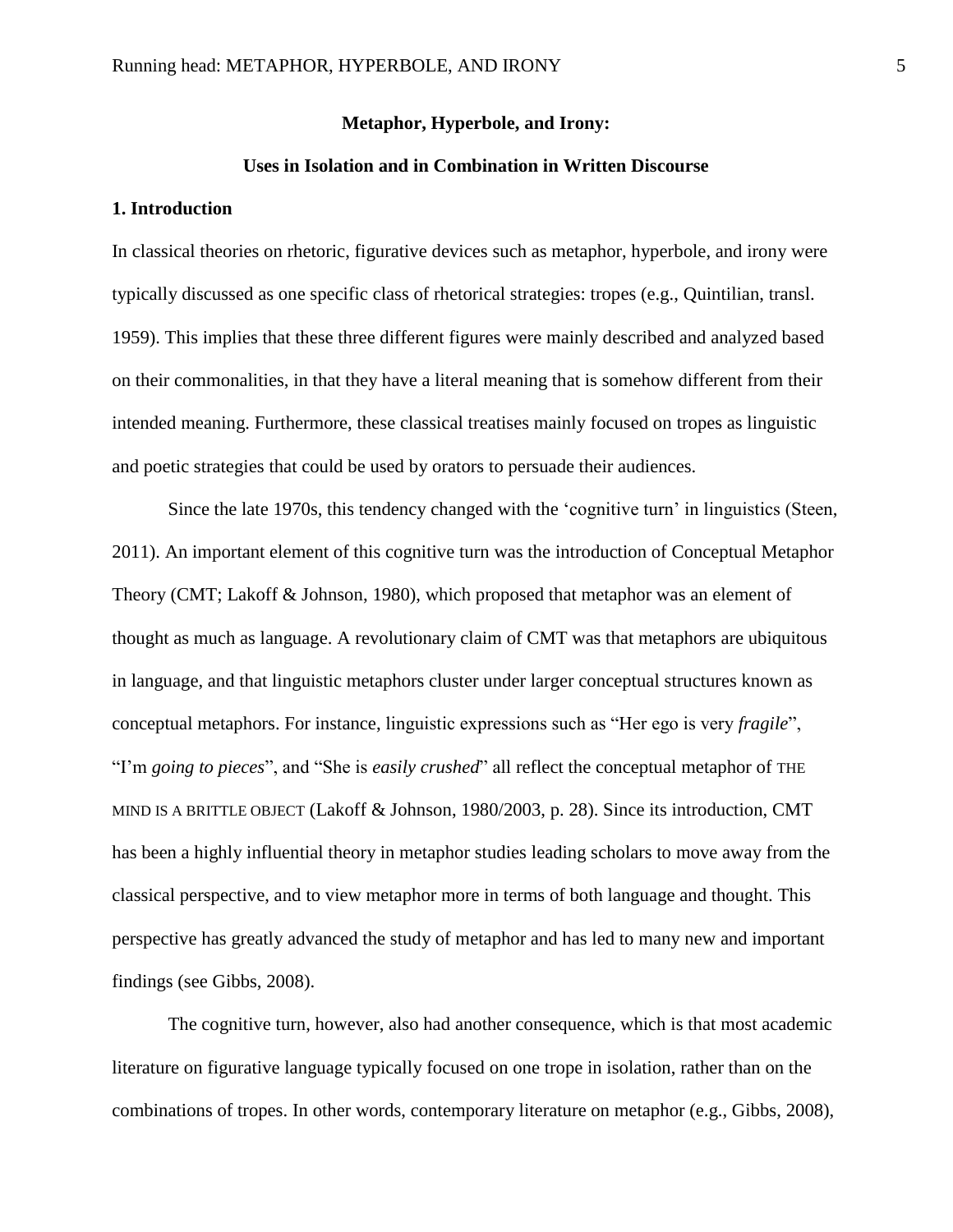**Metaphor, Hyperbole, and Irony:**

**Uses in Isolation and in Combination in Written Discourse**

## 1. Introduction

In classical theories on rhetoric, figurative devices such as metaphor, hyperbole, and irony were typically discussed as one specific class of rhetorical strategies: tropes (e.g., Quintilian, transl. 1959). This implies that these three different figures were mainly described and analyzed based on their commonalities, in that they have a literal meaning that is somehow different from their intended meaning. Furthermore, these classical treatises mainly focused on tropes as linguistic and poetic strategies that could be used by orators to persuade their audiences.

Since the late 1970s, this tendency changed with the 'cognitive turn' in linguistics (Steen, 2011). An important element of this cognitive turn was the introduction of Conceptual Metaphor Theory (CMT; Lakoff & Johnson, 1980), which proposed that metaphor was an element of thought as much as language. A revolutionary claim of CMT was that metaphors are ubiquitous in language, and that linguistic metaphors cluster under larger conceptual structures known as conceptual metaphors. For instance, linguistic expressions such as "Her ego is very *fragile*", "I'm *going to pieces*", and "She is *easily crushed*" all reflect the conceptual metaphor of THE MIND IS A BRITTLE OBJECT (Lakoff & Johnson, 1980/2003, p. 28). Since its introduction, CMT has been a highly influential theory in metaphor studies leading scholars to move away from the classical perspective, and to view metaphor more in terms of both language and thought. This perspective has greatly advanced the study of metaphor and has led to many new and important findings (see Gibbs, 2008).

The cognitive turn, however, also had another consequence, which is that most academic literature on figurative language typically focused on one trope in isolation, rather than on the combinations of tropes. In other words, contemporary literature on metaphor (e.g., Gibbs, 2008),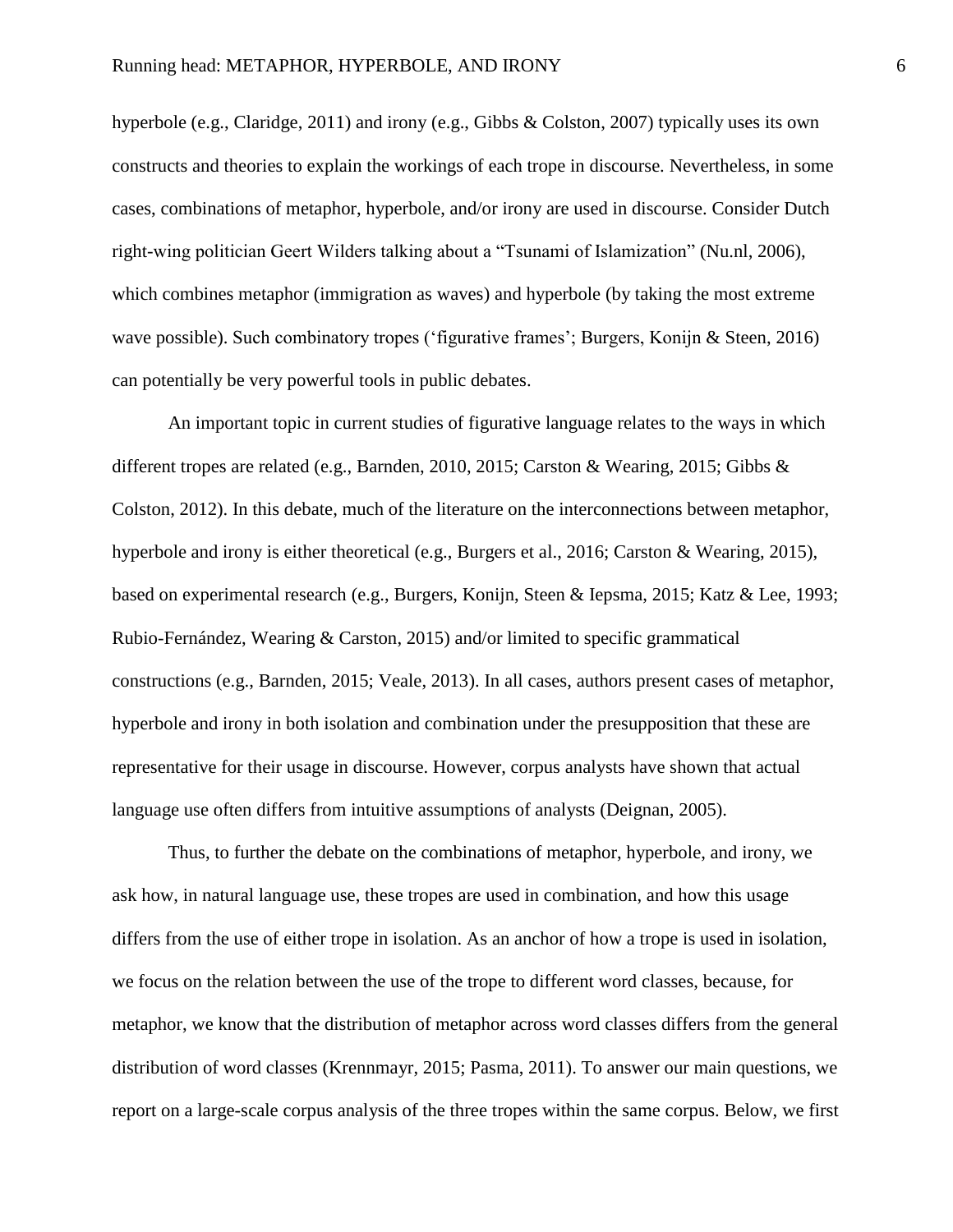hyperbole (e.g., Claridge, 2011) and irony (e.g., Gibbs & Colston, 2007) typically uses its own constructs and theories to explain the workings of each trope in discourse. Nevertheless, in some cases, combinations of metaphor, hyperbole, and/or irony are used in discourse. Consider Dutch right-wing politician Geert Wilders talking about a "Tsunami of Islamization" (Nu.nl, 2006), which combines metaphor (immigration as waves) and hyperbole (by taking the most extreme wave possible). Such combinatory tropes ('figurative frames'; Burgers, Konijn & Steen, 2016) can potentially be very powerful tools in public debates.

An important topic in current studies of figurative language relates to the ways in which different tropes are related (e.g., Barnden, 2010, 2015; Carston & Wearing, 2015; Gibbs & Colston, 2012). In this debate, much of the literature on the interconnections between metaphor, hyperbole and irony is either theoretical (e.g., Burgers et al., 2016; Carston & Wearing, 2015), based on experimental research (e.g., Burgers, Konijn, Steen & Iepsma, 2015; Katz & Lee, 1993; Rubio-Fernández, Wearing & Carston, 2015) and/or limited to specific grammatical constructions (e.g., Barnden, 2015; Veale, 2013). In all cases, authors present cases of metaphor, hyperbole and irony in both isolation and combination under the presupposition that these are representative for their usage in discourse. However, corpus analysts have shown that actual language use often differs from intuitive assumptions of analysts (Deignan, 2005).

Thus, to further the debate on the combinations of metaphor, hyperbole, and irony, we ask how, in natural language use, these tropes are used in combination, and how this usage differs from the use of either trope in isolation. As an anchor of how a trope is used in isolation, we focus on the relation between the use of the trope to different word classes, because, for metaphor, we know that the distribution of metaphor across word classes differs from the general distribution of word classes (Krennmayr, 2015; Pasma, 2011). To answer our main questions, we report on a large-scale corpus analysis of the three tropes within the same corpus. Below, we first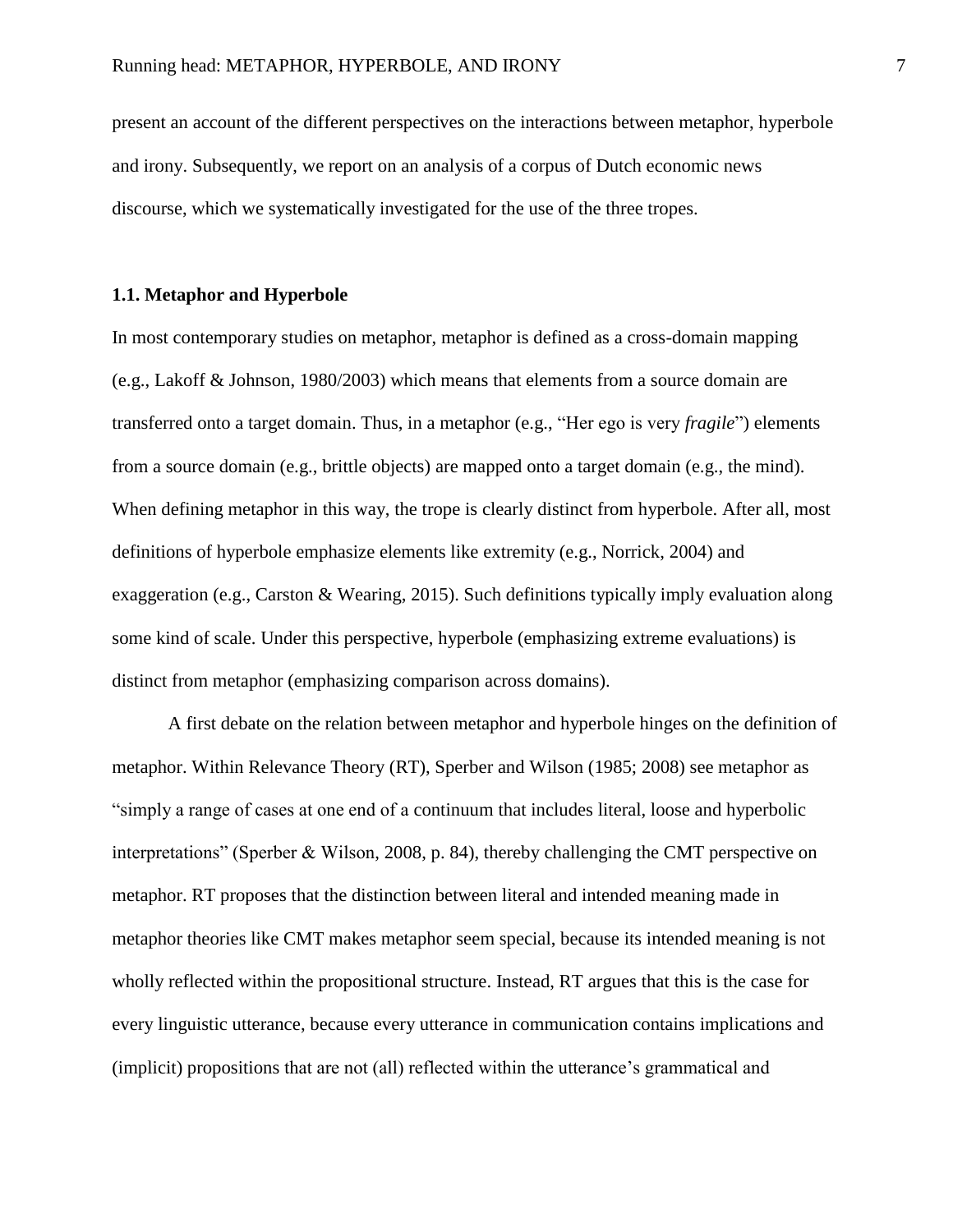present an account of the different perspectives on the interactions between metaphor, hyperbole and irony. Subsequently, we report on an analysis of a corpus of Dutch economic news discourse, which we systematically investigated for the use of the three tropes.

### 1.1. Metaphor and Hyperbole

In most contemporary studies on metaphor, metaphor is defined as a cross-domain mapping (e.g., Lakoff & Johnson, 1980/2003) which means that elements from a source domain are transferred onto a target domain. Thus, in a metaphor (e.g., "Her ego is very *fragile*") elements from a source domain (e.g., brittle objects) are mapped onto a target domain (e.g., the mind). When defining metaphor in this way, the trope is clearly distinct from hyperbole. After all, most definitions of hyperbole emphasize elements like extremity (e.g., Norrick, 2004) and exaggeration (e.g., Carston & Wearing, 2015). Such definitions typically imply evaluation along some kind of scale. Under this perspective, hyperbole (emphasizing extreme evaluations) is distinct from metaphor (emphasizing comparison across domains).

A first debate on the relation between metaphor and hyperbole hinges on the definition of metaphor. Within Relevance Theory (RT), Sperber and Wilson (1985; 2008) see metaphor as "simply a range of cases at one end of a continuum that includes literal, loose and hyperbolic interpretations" (Sperber & Wilson, 2008, p. 84), thereby challenging the CMT perspective on metaphor. RT proposes that the distinction between literal and intended meaning made in metaphor theories like CMT makes metaphor seem special, because its intended meaning is not wholly reflected within the propositional structure. Instead, RT argues that this is the case for every linguistic utterance, because every utterance in communication contains implications and (implicit) propositions that are not (all) reflected within the utterance's grammatical and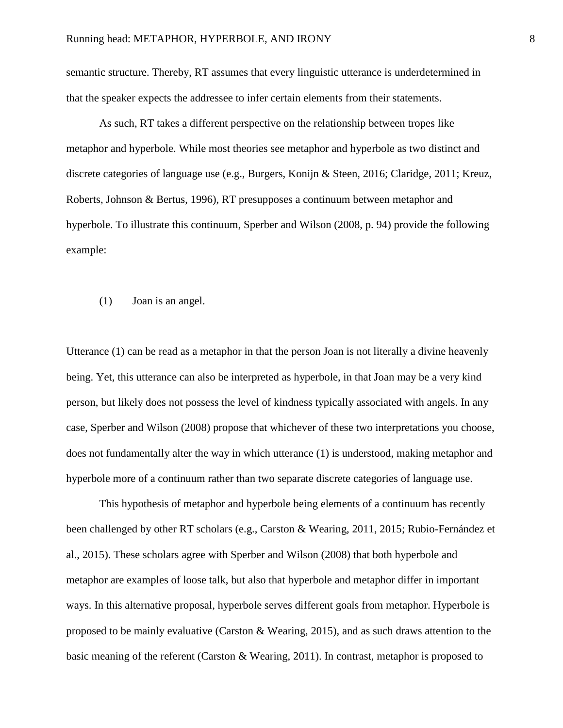semantic structure. Thereby, RT assumes that every linguistic utterance is underdetermined in that the speaker expects the addressee to infer certain elements from their statements.

As such, RT takes a different perspective on the relationship between tropes like metaphor and hyperbole. While most theories see metaphor and hyperbole as two distinct and discrete categories of language use (e.g., Burgers, Konijn & Steen, 2016; Claridge, 2011; Kreuz, Roberts, Johnson & Bertus, 1996), RT presupposes a continuum between metaphor and hyperbole. To illustrate this continuum, Sperber and Wilson (2008, p. 94) provide the following example:

(1) Joan is an angel.

Utterance (1) can be read as a metaphor in that the person Joan is not literally a divine heavenly being. Yet, this utterance can also be interpreted as hyperbole, in that Joan may be a very kind person, but likely does not possess the level of kindness typically associated with angels. In any case, Sperber and Wilson (2008) propose that whichever of these two interpretations you choose, does not fundamentally alter the way in which utterance (1) is understood, making metaphor and hyperbole more of a continuum rather than two separate discrete categories of language use.

This hypothesis of metaphor and hyperbole being elements of a continuum has recently been challenged by other RT scholars (e.g., Carston & Wearing, 2011, 2015; Rubio-Fernández et al., 2015). These scholars agree with Sperber and Wilson (2008) that both hyperbole and metaphor are examples of loose talk, but also that hyperbole and metaphor differ in important ways. In this alternative proposal, hyperbole serves different goals from metaphor. Hyperbole is proposed to be mainly evaluative (Carston & Wearing, 2015), and as such draws attention to the basic meaning of the referent (Carston & Wearing, 2011). In contrast, metaphor is proposed to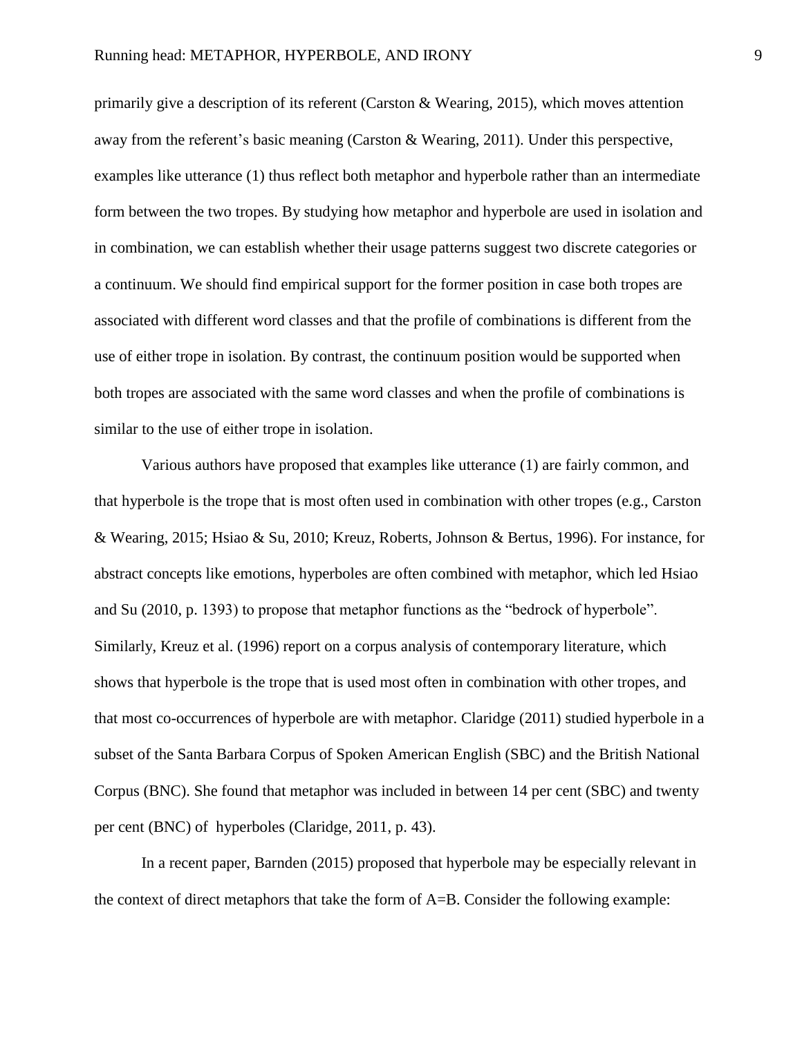primarily give a description of its referent (Carston & Wearing, 2015), which moves attention away from the referent's basic meaning (Carston & Wearing, 2011). Under this perspective, examples like utterance (1) thus reflect both metaphor and hyperbole rather than an intermediate form between the two tropes. By studying how metaphor and hyperbole are used in isolation and in combination, we can establish whether their usage patterns suggest two discrete categories or a continuum. We should find empirical support for the former position in case both tropes are associated with different word classes and that the profile of combinations is different from the use of either trope in isolation. By contrast, the continuum position would be supported when both tropes are associated with the same word classes and when the profile of combinations is similar to the use of either trope in isolation.

Various authors have proposed that examples like utterance (1) are fairly common, and that hyperbole is the trope that is most often used in combination with other tropes (e.g., Carston & Wearing, 2015; Hsiao & Su, 2010; Kreuz, Roberts, Johnson & Bertus, 1996). For instance, for abstract concepts like emotions, hyperboles are often combined with metaphor, which led Hsiao and Su (2010, p. 1393) to propose that metaphor functions as the "bedrock of hyperbole". Similarly, Kreuz et al. (1996) report on a corpus analysis of contemporary literature, which shows that hyperbole is the trope that is used most often in combination with other tropes, and that most co-occurrences of hyperbole are with metaphor. Claridge (2011) studied hyperbole in a subset of the Santa Barbara Corpus of Spoken American English (SBC) and the British National Corpus (BNC). She found that metaphor was included in between 14 per cent (SBC) and twenty per cent (BNC) of hyperboles (Claridge, 2011, p. 43).

In a recent paper, Barnden (2015) proposed that hyperbole may be especially relevant in the context of direct metaphors that take the form of A=B. Consider the following example: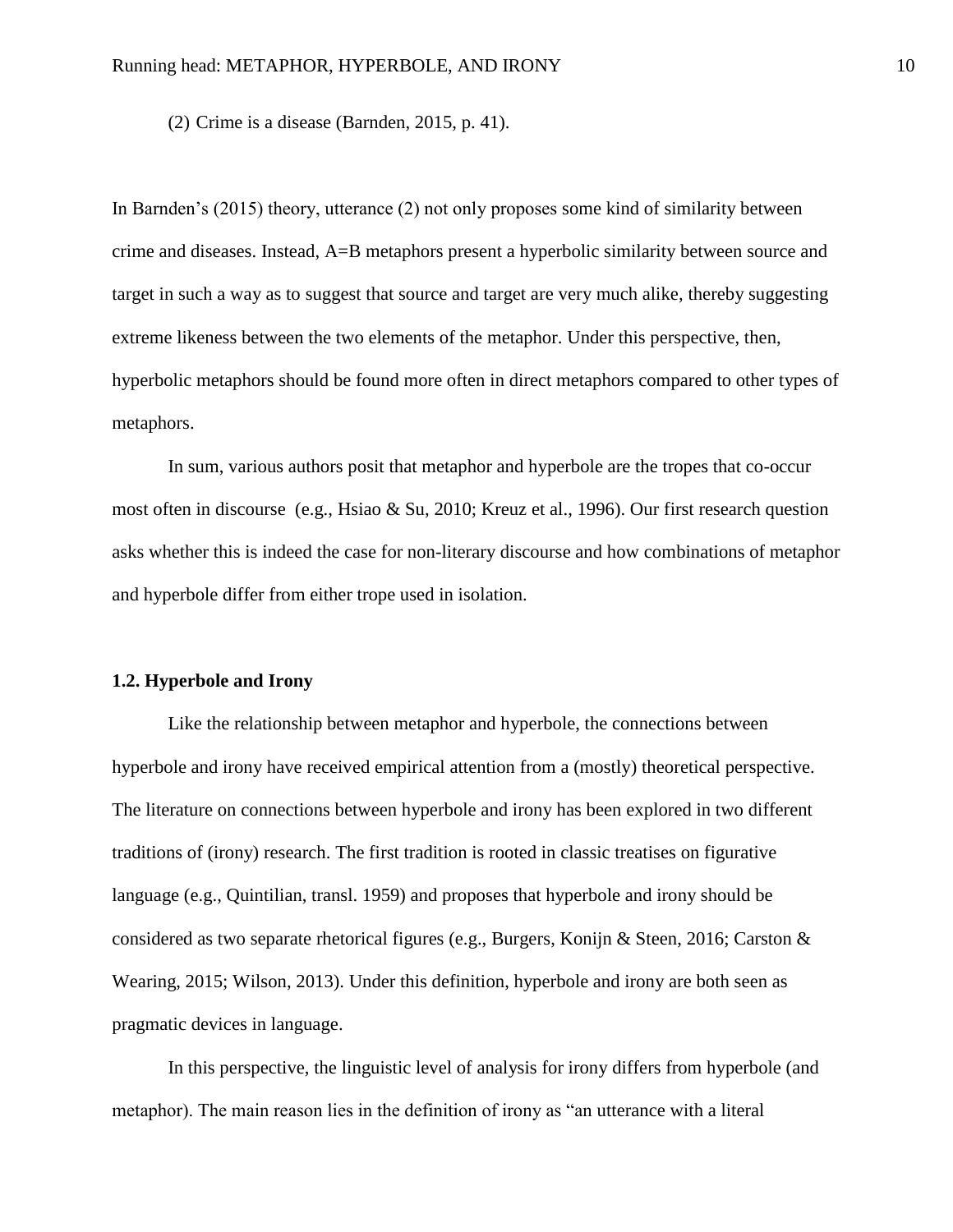(2) Crime is a disease (Barnden, 2015, p. 41).

In Barnden's (2015) theory, utterance (2) not only proposes some kind of similarity between crime and diseases. Instead, A=B metaphors present a hyperbolic similarity between source and target in such a way as to suggest that source and target are very much alike, thereby suggesting extreme likeness between the two elements of the metaphor. Under this perspective, then, hyperbolic metaphors should be found more often in direct metaphors compared to other types of metaphors.

In sum, various authors posit that metaphor and hyperbole are the tropes that co-occur most often in discourse (e.g., Hsiao & Su, 2010; Kreuz et al., 1996). Our first research question asks whether this is indeed the case for non-literary discourse and how combinations of metaphor and hyperbole differ from either trope used in isolation.

### 1.2. Hyperbole and Irony

Like the relationship between metaphor and hyperbole, the connections between hyperbole and irony have received empirical attention from a (mostly) theoretical perspective. The literature on connections between hyperbole and irony has been explored in two different traditions of (irony) research. The first tradition is rooted in classic treatises on figurative language (e.g., Quintilian, transl. 1959) and proposes that hyperbole and irony should be considered as two separate rhetorical figures (e.g., Burgers, Konijn & Steen, 2016; Carston & Wearing, 2015; Wilson, 2013). Under this definition, hyperbole and irony are both seen as pragmatic devices in language.

In this perspective, the linguistic level of analysis for irony differs from hyperbole (and metaphor). The main reason lies in the definition of irony as "an utterance with a literal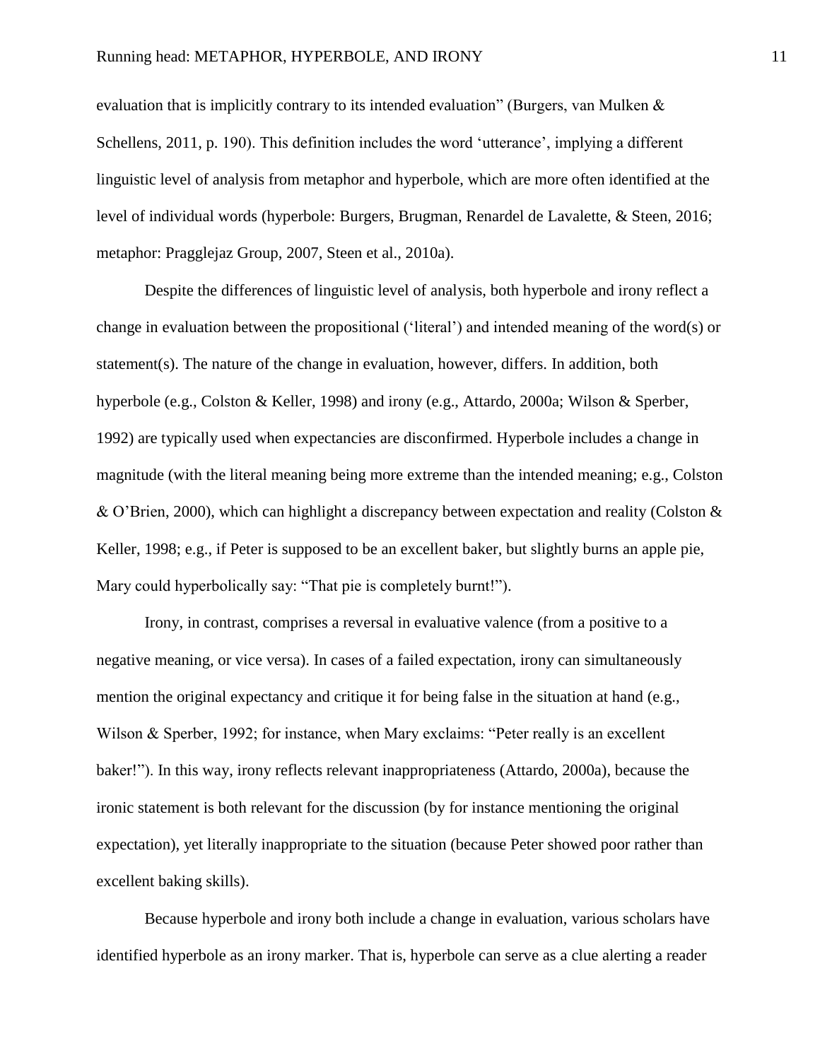evaluation that is implicitly contrary to its intended evaluation" (Burgers, van Mulken & Schellens, 2011, p. 190). This definition includes the word 'utterance', implying a different linguistic level of analysis from metaphor and hyperbole, which are more often identified at the level of individual words (hyperbole: Burgers, Brugman, Renardel de Lavalette, & Steen, 2016; metaphor: Pragglejaz Group, 2007, Steen et al., 2010a).

Despite the differences of linguistic level of analysis, both hyperbole and irony reflect a change in evaluation between the propositional ('literal') and intended meaning of the word(s) or statement(s). The nature of the change in evaluation, however, differs. In addition, both hyperbole (e.g., Colston & Keller, 1998) and irony (e.g., Attardo, 2000a; Wilson & Sperber, 1992) are typically used when expectancies are disconfirmed. Hyperbole includes a change in magnitude (with the literal meaning being more extreme than the intended meaning; e.g., Colston & O'Brien, 2000), which can highlight a discrepancy between expectation and reality (Colston & Keller, 1998; e.g., if Peter is supposed to be an excellent baker, but slightly burns an apple pie, Mary could hyperbolically say: "That pie is completely burnt!").

Irony, in contrast, comprises a reversal in evaluative valence (from a positive to a negative meaning, or vice versa). In cases of a failed expectation, irony can simultaneously mention the original expectancy and critique it for being false in the situation at hand (e.g., Wilson & Sperber, 1992; for instance, when Mary exclaims: "Peter really is an excellent baker!"). In this way, irony reflects relevant inappropriateness (Attardo, 2000a), because the ironic statement is both relevant for the discussion (by for instance mentioning the original expectation), yet literally inappropriate to the situation (because Peter showed poor rather than excellent baking skills).

Because hyperbole and irony both include a change in evaluation, various scholars have identified hyperbole as an irony marker. That is, hyperbole can serve as a clue alerting a reader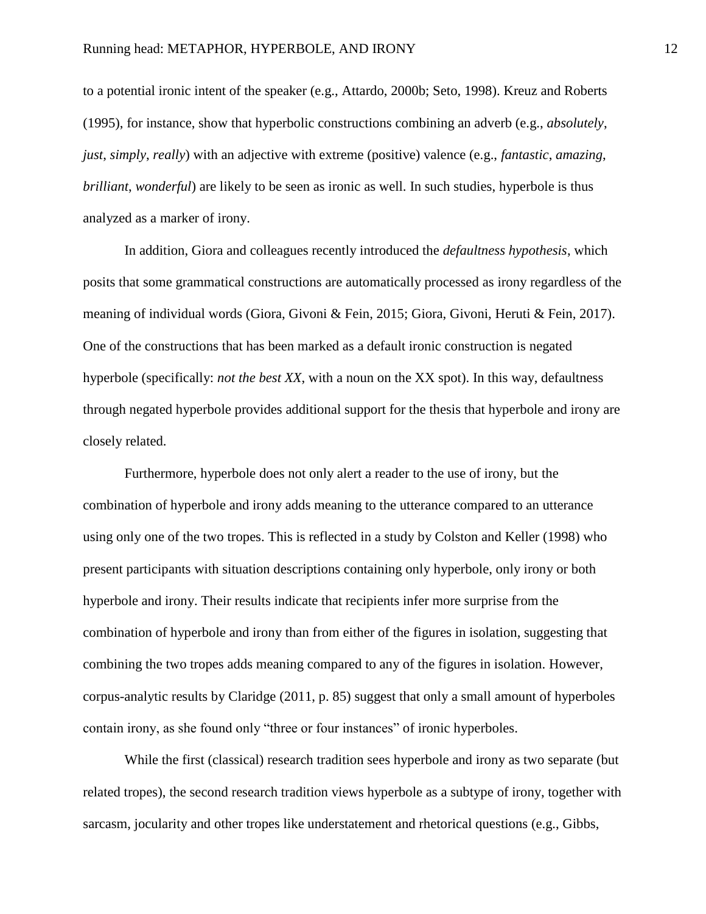to a potential ironic intent of the speaker (e.g., Attardo, 2000b; Seto, 1998). Kreuz and Roberts (1995), for instance, show that hyperbolic constructions combining an adverb (e.g., *absolutely*, *just*, *simply*, *really*) with an adjective with extreme (positive) valence (e.g., *fantastic*, *amazing*, *brilliant*, *wonderful*) are likely to be seen as ironic as well. In such studies, hyperbole is thus analyzed as a marker of irony.

In addition, Giora and colleagues recently introduced the *defaultness hypothesis*, which posits that some grammatical constructions are automatically processed as irony regardless of the meaning of individual words (Giora, Givoni & Fein, 2015; Giora, Givoni, Heruti & Fein, 2017). One of the constructions that has been marked as a default ironic construction is negated hyperbole (specifically: *not the best XX*, with a noun on the XX spot). In this way, defaultness through negated hyperbole provides additional support for the thesis that hyperbole and irony are closely related.

Furthermore, hyperbole does not only alert a reader to the use of irony, but the combination of hyperbole and irony adds meaning to the utterance compared to an utterance using only one of the two tropes. This is reflected in a study by Colston and Keller (1998) who present participants with situation descriptions containing only hyperbole, only irony or both hyperbole and irony. Their results indicate that recipients infer more surprise from the combination of hyperbole and irony than from either of the figures in isolation, suggesting that combining the two tropes adds meaning compared to any of the figures in isolation. However, corpus-analytic results by Claridge (2011, p. 85) suggest that only a small amount of hyperboles contain irony, as she found only "three or four instances" of ironic hyperboles.

While the first (classical) research tradition sees hyperbole and irony as two separate (but related tropes), the second research tradition views hyperbole as a subtype of irony, together with sarcasm, jocularity and other tropes like understatement and rhetorical questions (e.g., Gibbs,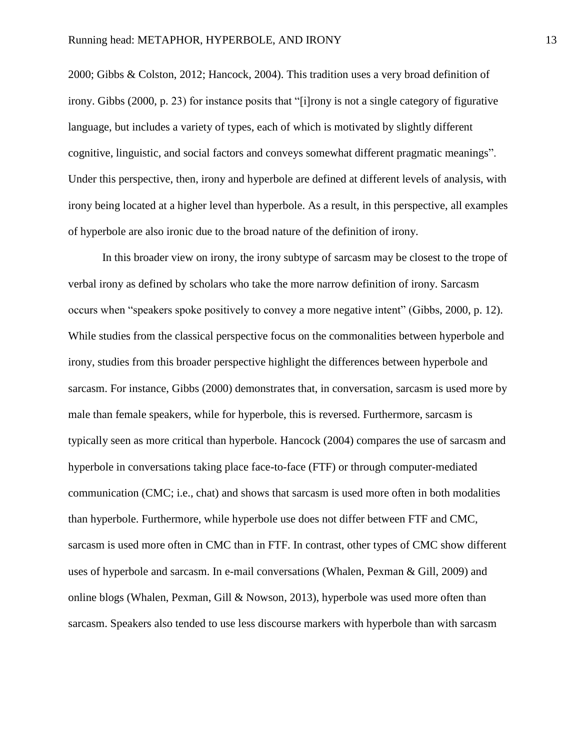2000; Gibbs & Colston, 2012; Hancock, 2004). This tradition uses a very broad definition of irony. Gibbs (2000, p. 23) for instance posits that "[i]rony is not a single category of figurative language, but includes a variety of types, each of which is motivated by slightly different cognitive, linguistic, and social factors and conveys somewhat different pragmatic meanings". Under this perspective, then, irony and hyperbole are defined at different levels of analysis, with irony being located at a higher level than hyperbole. As a result, in this perspective, all examples of hyperbole are also ironic due to the broad nature of the definition of irony.

In this broader view on irony, the irony subtype of sarcasm may be closest to the trope of verbal irony as defined by scholars who take the more narrow definition of irony. Sarcasm occurs when "speakers spoke positively to convey a more negative intent" (Gibbs, 2000, p. 12). While studies from the classical perspective focus on the commonalities between hyperbole and irony, studies from this broader perspective highlight the differences between hyperbole and sarcasm. For instance, Gibbs (2000) demonstrates that, in conversation, sarcasm is used more by male than female speakers, while for hyperbole, this is reversed. Furthermore, sarcasm is typically seen as more critical than hyperbole. Hancock (2004) compares the use of sarcasm and hyperbole in conversations taking place face-to-face (FTF) or through computer-mediated communication (CMC; i.e., chat) and shows that sarcasm is used more often in both modalities than hyperbole. Furthermore, while hyperbole use does not differ between FTF and CMC, sarcasm is used more often in CMC than in FTF. In contrast, other types of CMC show different uses of hyperbole and sarcasm. In e-mail conversations (Whalen, Pexman & Gill, 2009) and online blogs (Whalen, Pexman, Gill & Nowson, 2013), hyperbole was used more often than sarcasm. Speakers also tended to use less discourse markers with hyperbole than with sarcasm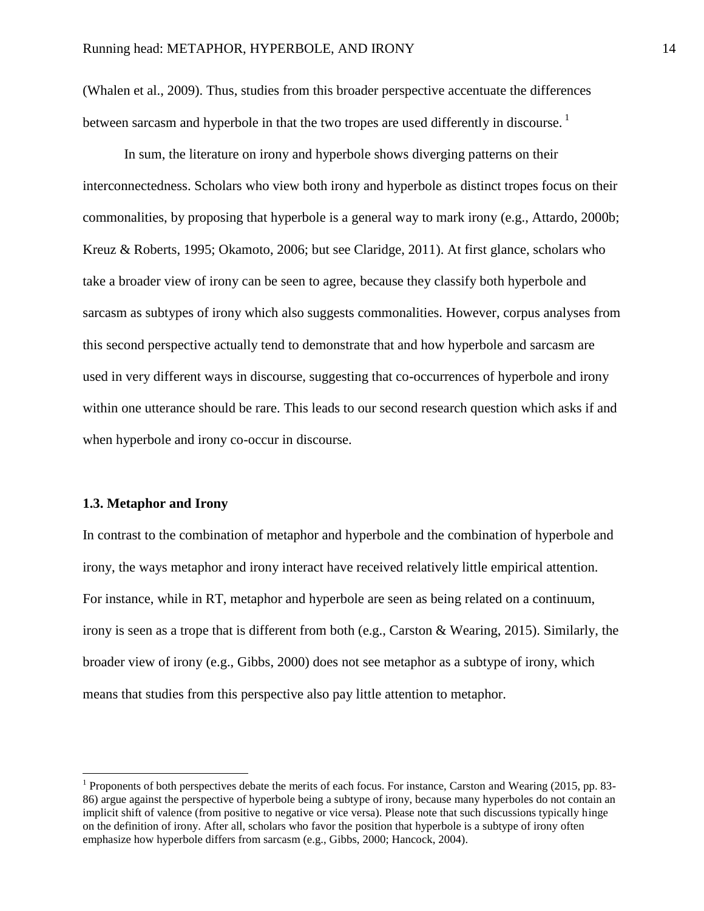(Whalen et al., 2009). Thus, studies from this broader perspective accentuate the differences between sarcasm and hyperbole in that the two tropes are used differently in discourse. [1]

In sum, the literature on irony and hyperbole shows diverging patterns on their interconnectedness. Scholars who view both irony and hyperbole as distinct tropes focus on their commonalities, by proposing that hyperbole is a general way to mark irony (e.g., Attardo, 2000b; Kreuz & Roberts, 1995; Okamoto, 2006; but see Claridge, 2011). At first glance, scholars who take a broader view of irony can be seen to agree, because they classify both hyperbole and sarcasm as subtypes of irony which also suggests commonalities. However, corpus analyses from this second perspective actually tend to demonstrate that and how hyperbole and sarcasm are used in very different ways in discourse, suggesting that co-occurrences of hyperbole and irony within one utterance should be rare. This leads to our second research question which asks if and when hyperbole and irony co-occur in discourse.

### 1.3. Metaphor and Irony

In contrast to the combination of metaphor and hyperbole and the combination of hyperbole and irony, the ways metaphor and irony interact have received relatively little empirical attention. For instance, while in RT, metaphor and hyperbole are seen as being related on a continuum, irony is seen as a trope that is different from both (e.g., Carston & Wearing, 2015). Similarly, the broader view of irony (e.g., Gibbs, 2000) does not see metaphor as a subtype of irony, which means that studies from this perspective also pay little attention to metaphor.

---

[1] Proponents of both perspectives debate the merits of each focus. For instance, Carston and Wearing (2015, pp. 83-86) argue against the perspective of hyperbole being a subtype of irony, because many hyperboles do not contain an implicit shift of valence (from positive to negative or vice versa). Please note that such discussions typically hinge on the definition of irony. After all, scholars who favor the position that hyperbole is a subtype of irony often emphasize how hyperbole differs from sarcasm (e.g., Gibbs, 2000; Hancock, 2004).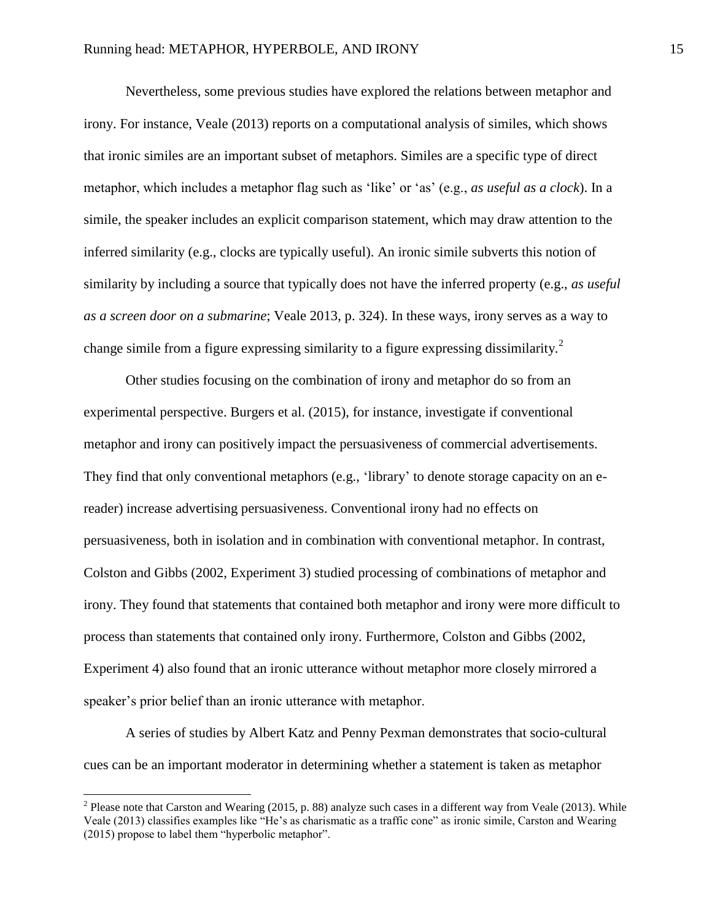Nevertheless, some previous studies have explored the relations between metaphor and irony. For instance, Veale (2013) reports on a computational analysis of similes, which shows that ironic similes are an important subset of metaphors. Similes are a specific type of direct metaphor, which includes a metaphor flag such as 'like' or 'as' (e.g., *as useful as a clock*). In a simile, the speaker includes an explicit comparison statement, which may draw attention to the inferred similarity (e.g., clocks are typically useful). An ironic simile subverts this notion of similarity by including a source that typically does not have the inferred property (e.g., *as useful as a screen door on a submarine*; Veale 2013, p. 324). In these ways, irony serves as a way to change simile from a figure expressing similarity to a figure expressing dissimilarity.[2]

Other studies focusing on the combination of irony and metaphor do so from an experimental perspective. Burgers et al. (2015), for instance, investigate if conventional metaphor and irony can positively impact the persuasiveness of commercial advertisements. They find that only conventional metaphors (e.g., 'library' to denote storage capacity on an e-reader) increase advertising persuasiveness. Conventional irony had no effects on persuasiveness, both in isolation and in combination with conventional metaphor. In contrast, Colston and Gibbs (2002, Experiment 3) studied processing of combinations of metaphor and irony. They found that statements that contained both metaphor and irony were more difficult to process than statements that contained only irony. Furthermore, Colston and Gibbs (2002, Experiment 4) also found that an ironic utterance without metaphor more closely mirrored a speaker's prior belief than an ironic utterance with metaphor.

A series of studies by Albert Katz and Penny Pexman demonstrates that socio-cultural cues can be an important moderator in determining whether a statement is taken as metaphor

[2] Please note that Carston and Wearing (2015, p. 88) analyze such cases in a different way from Veale (2013). While Veale (2013) classifies examples like "He's as charismatic as a traffic cone" as ironic simile, Carston and Wearing (2015) propose to label them "hyperbolic metaphor".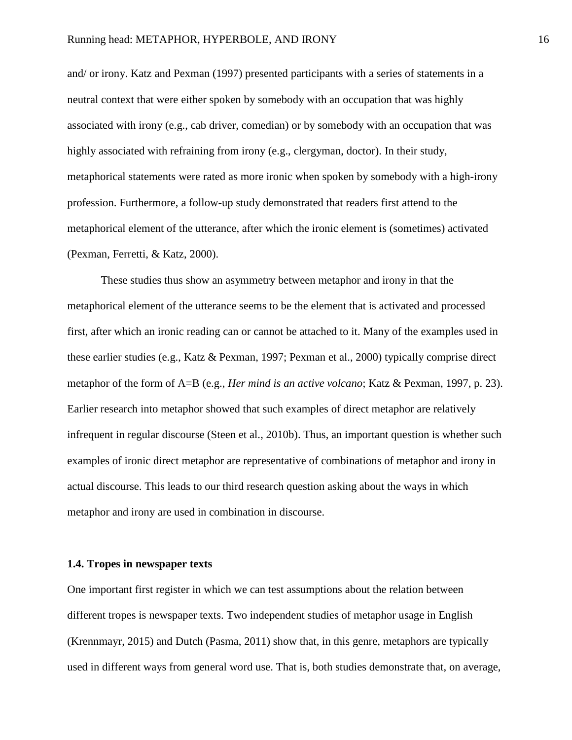and/ or irony. Katz and Pexman (1997) presented participants with a series of statements in a neutral context that were either spoken by somebody with an occupation that was highly associated with irony (e.g., cab driver, comedian) or by somebody with an occupation that was highly associated with refraining from irony (e.g., clergyman, doctor). In their study, metaphorical statements were rated as more ironic when spoken by somebody with a high-irony profession. Furthermore, a follow-up study demonstrated that readers first attend to the metaphorical element of the utterance, after which the ironic element is (sometimes) activated (Pexman, Ferretti, & Katz, 2000).

These studies thus show an asymmetry between metaphor and irony in that the metaphorical element of the utterance seems to be the element that is activated and processed first, after which an ironic reading can or cannot be attached to it. Many of the examples used in these earlier studies (e.g., Katz & Pexman, 1997; Pexman et al., 2000) typically comprise direct metaphor of the form of A=B (e.g., *Her mind is an active volcano*; Katz & Pexman, 1997, p. 23). Earlier research into metaphor showed that such examples of direct metaphor are relatively infrequent in regular discourse (Steen et al., 2010b). Thus, an important question is whether such examples of ironic direct metaphor are representative of combinations of metaphor and irony in actual discourse. This leads to our third research question asking about the ways in which metaphor and irony are used in combination in discourse.

### 1.4. Tropes in newspaper texts

One important first register in which we can test assumptions about the relation between different tropes is newspaper texts. Two independent studies of metaphor usage in English (Krennmayr, 2015) and Dutch (Pasma, 2011) show that, in this genre, metaphors are typically used in different ways from general word use. That is, both studies demonstrate that, on average,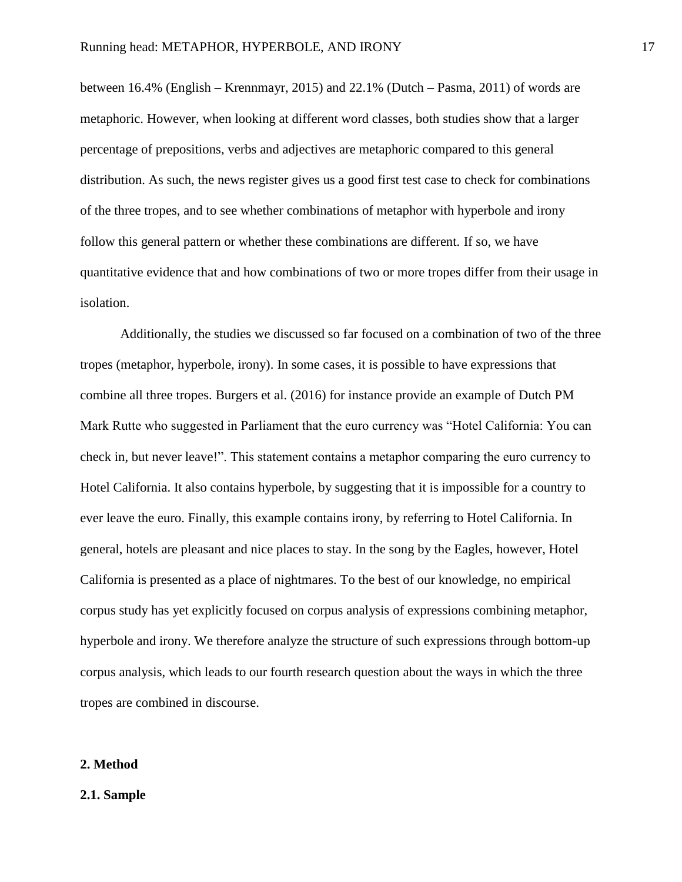between 16.4% (English – Krennmayr, 2015) and 22.1% (Dutch – Pasma, 2011) of words are metaphoric. However, when looking at different word classes, both studies show that a larger percentage of prepositions, verbs and adjectives are metaphoric compared to this general distribution. As such, the news register gives us a good first test case to check for combinations of the three tropes, and to see whether combinations of metaphor with hyperbole and irony follow this general pattern or whether these combinations are different. If so, we have quantitative evidence that and how combinations of two or more tropes differ from their usage in isolation.

Additionally, the studies we discussed so far focused on a combination of two of the three tropes (metaphor, hyperbole, irony). In some cases, it is possible to have expressions that combine all three tropes. Burgers et al. (2016) for instance provide an example of Dutch PM Mark Rutte who suggested in Parliament that the euro currency was "Hotel California: You can check in, but never leave!". This statement contains a metaphor comparing the euro currency to Hotel California. It also contains hyperbole, by suggesting that it is impossible for a country to ever leave the euro. Finally, this example contains irony, by referring to Hotel California. In general, hotels are pleasant and nice places to stay. In the song by the Eagles, however, Hotel California is presented as a place of nightmares. To the best of our knowledge, no empirical corpus study has yet explicitly focused on corpus analysis of expressions combining metaphor, hyperbole and irony. We therefore analyze the structure of such expressions through bottom-up corpus analysis, which leads to our fourth research question about the ways in which the three tropes are combined in discourse.

## 2. Method

### 2.1. Sample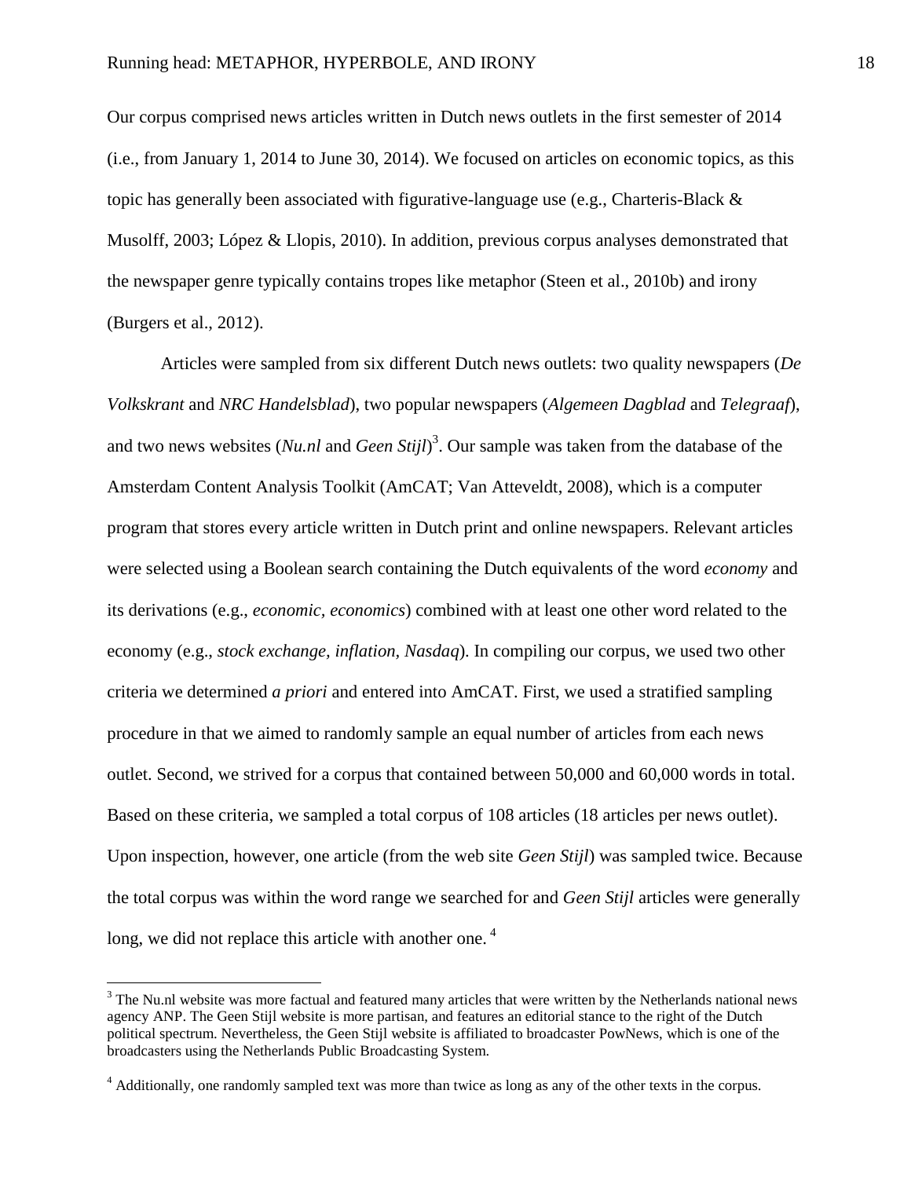Our corpus comprised news articles written in Dutch news outlets in the first semester of 2014 (i.e., from January 1, 2014 to June 30, 2014). We focused on articles on economic topics, as this topic has generally been associated with figurative-language use (e.g., Charteris-Black & Musolff, 2003; López & Llopis, 2010). In addition, previous corpus analyses demonstrated that the newspaper genre typically contains tropes like metaphor (Steen et al., 2010b) and irony (Burgers et al., 2012).

Articles were sampled from six different Dutch news outlets: two quality newspapers (*De Volkskrant* and *NRC Handelsblad*), two popular newspapers (*Algemeen Dagblad* and *Telegraaf*), and two news websites (*Nu.nl* and *Geen Stijl*)[3]. Our sample was taken from the database of the Amsterdam Content Analysis Toolkit (AmCAT; Van Atteveldt, 2008), which is a computer program that stores every article written in Dutch print and online newspapers. Relevant articles were selected using a Boolean search containing the Dutch equivalents of the word *economy* and its derivations (e.g., *economic, economics*) combined with at least one other word related to the economy (e.g., *stock exchange, inflation, Nasdaq*). In compiling our corpus, we used two other criteria we determined *a priori* and entered into AmCAT. First, we used a stratified sampling procedure in that we aimed to randomly sample an equal number of articles from each news outlet. Second, we strived for a corpus that contained between 50,000 and 60,000 words in total. Based on these criteria, we sampled a total corpus of 108 articles (18 articles per news outlet). Upon inspection, however, one article (from the web site *Geen Stijl*) was sampled twice. Because the total corpus was within the word range we searched for and *Geen Stijl* articles were generally long, we did not replace this article with another one. [4]

---

[3] The Nu.nl website was more factual and featured many articles that were written by the Netherlands national news agency ANP. The Geen Stijl website is more partisan, and features an editorial stance to the right of the Dutch political spectrum. Nevertheless, the Geen Stijl website is affiliated to broadcaster PowNews, which is one of the broadcasters using the Netherlands Public Broadcasting System.

[4] Additionally, one randomly sampled text was more than twice as long as any of the other texts in the corpus.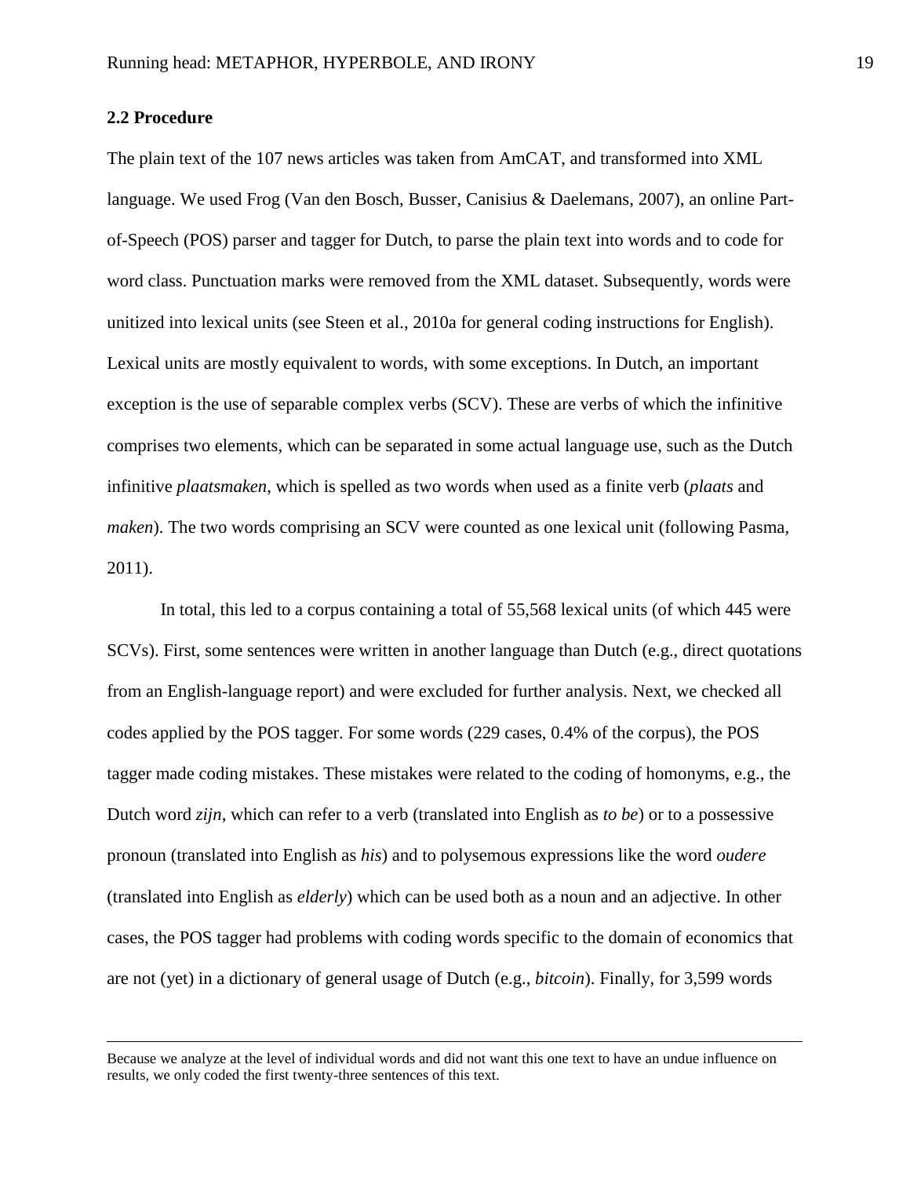### 2.2 Procedure

The plain text of the 107 news articles was taken from AmCAT, and transformed into XML language. We used Frog (Van den Bosch, Busser, Canisius & Daelemans, 2007), an online Part-of-Speech (POS) parser and tagger for Dutch, to parse the plain text into words and to code for word class. Punctuation marks were removed from the XML dataset. Subsequently, words were unitized into lexical units (see Steen et al., 2010a for general coding instructions for English). Lexical units are mostly equivalent to words, with some exceptions. In Dutch, an important exception is the use of separable complex verbs (SCV). These are verbs of which the infinitive comprises two elements, which can be separated in some actual language use, such as the Dutch infinitive *plaatsmaken*, which is spelled as two words when used as a finite verb (*plaats* and *maken*). The two words comprising an SCV were counted as one lexical unit (following Pasma, 2011).

In total, this led to a corpus containing a total of 55,568 lexical units (of which 445 were SCVs). First, some sentences were written in another language than Dutch (e.g., direct quotations from an English-language report) and were excluded for further analysis. Next, we checked all codes applied by the POS tagger. For some words (229 cases, 0.4% of the corpus), the POS tagger made coding mistakes. These mistakes were related to the coding of homonyms, e.g., the Dutch word *zijn*, which can refer to a verb (translated into English as *to be*) or to a possessive pronoun (translated into English as *his*) and to polysemous expressions like the word *oudere* (translated into English as *elderly*) which can be used both as a noun and an adjective. In other cases, the POS tagger had problems with coding words specific to the domain of economics that are not (yet) in a dictionary of general usage of Dutch (e.g., *bitcoin*). Finally, for 3,599 words

---

Because we analyze at the level of individual words and did not want this one text to have an undue influence on results, we only coded the first twenty-three sentences of this text.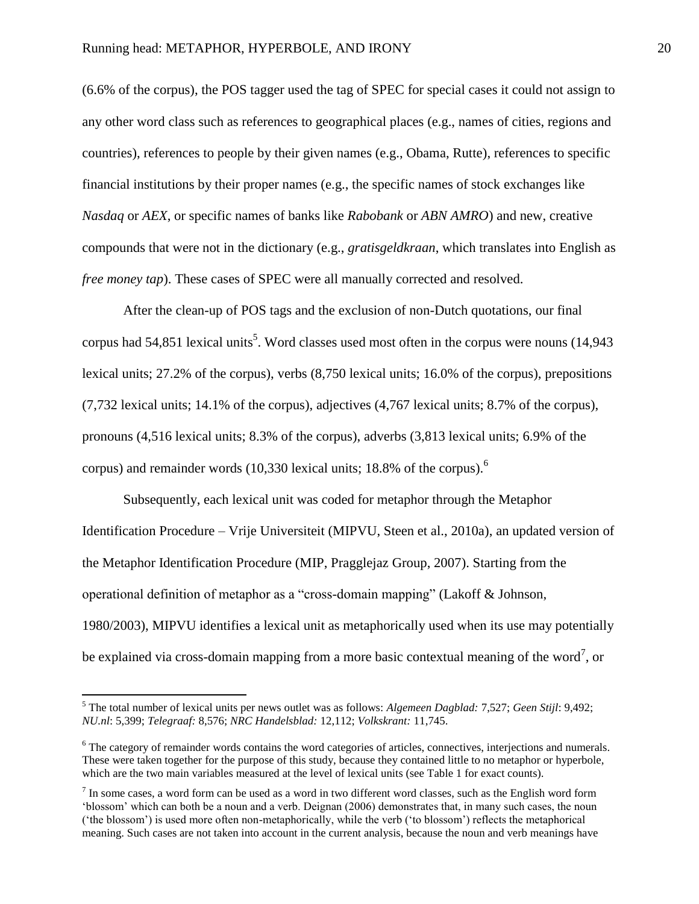(6.6% of the corpus), the POS tagger used the tag of SPEC for special cases it could not assign to any other word class such as references to geographical places (e.g., names of cities, regions and countries), references to people by their given names (e.g., Obama, Rutte), references to specific financial institutions by their proper names (e.g., the specific names of stock exchanges like *Nasdaq* or *AEX*, or specific names of banks like *Rabobank* or *ABN AMRO*) and new, creative compounds that were not in the dictionary (e.g., *gratisgeldkraan*, which translates into English as *free money tap*). These cases of SPEC were all manually corrected and resolved.

After the clean-up of POS tags and the exclusion of non-Dutch quotations, our final corpus had 54,851 lexical units[5]. Word classes used most often in the corpus were nouns (14,943 lexical units; 27.2% of the corpus), verbs (8,750 lexical units; 16.0% of the corpus), prepositions (7,732 lexical units; 14.1% of the corpus), adjectives (4,767 lexical units; 8.7% of the corpus), pronouns (4,516 lexical units; 8.3% of the corpus), adverbs (3,813 lexical units; 6.9% of the corpus) and remainder words (10,330 lexical units; 18.8% of the corpus).[6]

Subsequently, each lexical unit was coded for metaphor through the Metaphor Identification Procedure – Vrije Universiteit (MIPVU, Steen et al., 2010a), an updated version of the Metaphor Identification Procedure (MIP, Pragglejaz Group, 2007). Starting from the operational definition of metaphor as a "cross-domain mapping" (Lakoff & Johnson, 1980/2003), MIPVU identifies a lexical unit as metaphorically used when its use may potentially be explained via cross-domain mapping from a more basic contextual meaning of the word[7], or

---

[5] The total number of lexical units per news outlet was as follows: *Algemeen Dagblad:* 7,527; *Geen Stijl*: 9,492; *NU.nl*: 5,399; *Telegraaf:* 8,576; *NRC Handelsblad:* 12,112; *Volkskrant:* 11,745.

[6] The category of remainder words contains the word categories of articles, connectives, interjections and numerals. These were taken together for the purpose of this study, because they contained little to no metaphor or hyperbole, which are the two main variables measured at the level of lexical units (see Table 1 for exact counts).

[7] In some cases, a word form can be used as a word in two different word classes, such as the English word form 'blossom' which can both be a noun and a verb. Deignan (2006) demonstrates that, in many such cases, the noun ('the blossom') is used more often non-metaphorically, while the verb ('to blossom') reflects the metaphorical meaning. Such cases are not taken into account in the current analysis, because the noun and verb meanings have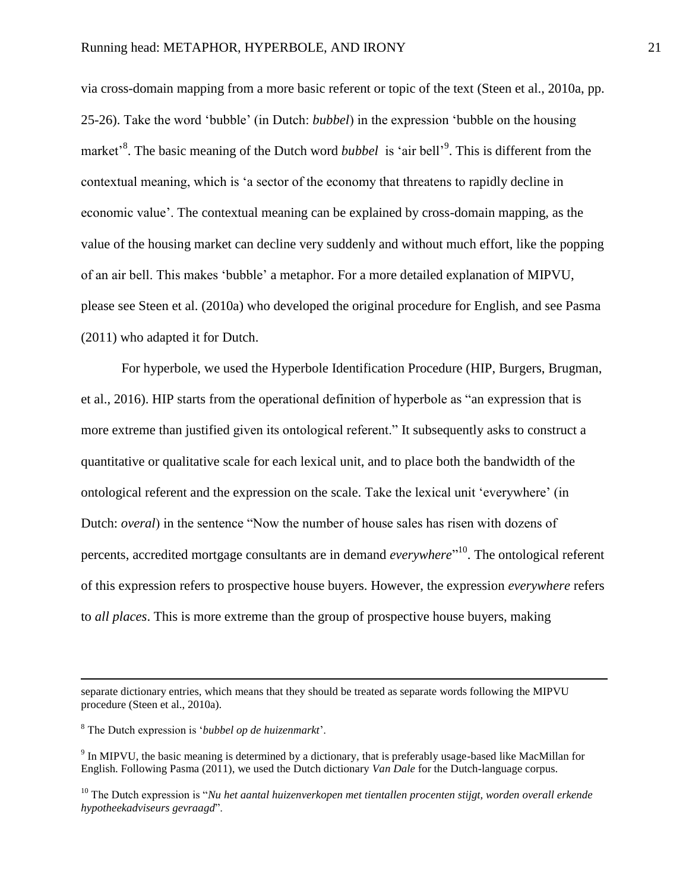via cross-domain mapping from a more basic referent or topic of the text (Steen et al., 2010a, pp. 25-26). Take the word 'bubble' (in Dutch: *bubbel*) in the expression 'bubble on the housing market'[8]. The basic meaning of the Dutch word *bubbel* is 'air bell'[9]. This is different from the contextual meaning, which is 'a sector of the economy that threatens to rapidly decline in economic value'. The contextual meaning can be explained by cross-domain mapping, as the value of the housing market can decline very suddenly and without much effort, like the popping of an air bell. This makes 'bubble' a metaphor. For a more detailed explanation of MIPVU, please see Steen et al. (2010a) who developed the original procedure for English, and see Pasma (2011) who adapted it for Dutch.

For hyperbole, we used the Hyperbole Identification Procedure (HIP, Burgers, Brugman, et al., 2016). HIP starts from the operational definition of hyperbole as "an expression that is more extreme than justified given its ontological referent." It subsequently asks to construct a quantitative or qualitative scale for each lexical unit, and to place both the bandwidth of the ontological referent and the expression on the scale. Take the lexical unit 'everywhere' (in Dutch: *overal*) in the sentence "Now the number of house sales has risen with dozens of percents, accredited mortgage consultants are in demand *everywhere*"[10]. The ontological referent of this expression refers to prospective house buyers. However, the expression *everywhere* refers to *all places*. This is more extreme than the group of prospective house buyers, making

---

separate dictionary entries, which means that they should be treated as separate words following the MIPVU procedure (Steen et al., 2010a).

[8] The Dutch expression is '*bubbel op de huizenmarkt*'.

[9] In MIPVU, the basic meaning is determined by a dictionary, that is preferably usage-based like MacMillan for English. Following Pasma (2011), we used the Dutch dictionary *Van Dale* for the Dutch-language corpus.

[10] The Dutch expression is "*Nu het aantal huizenverkopen met tientallen procenten stijgt, worden overall erkende hypotheekadviseurs gevraagd*".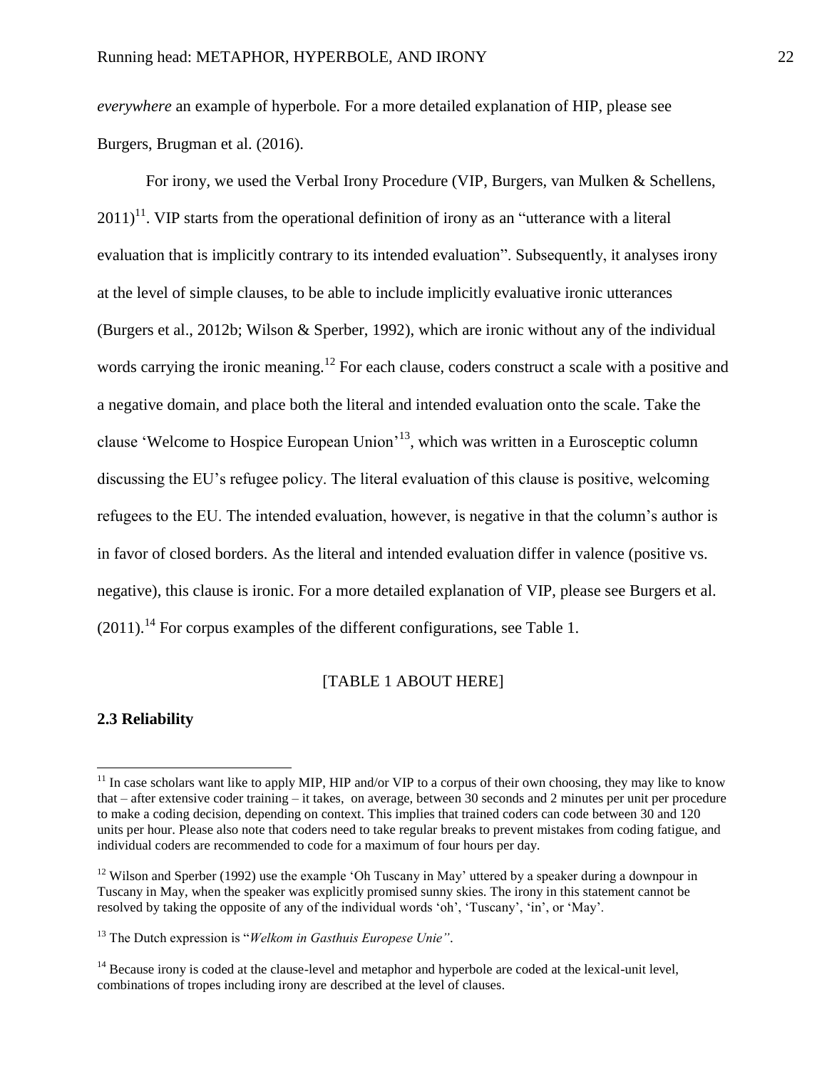*everywhere* an example of hyperbole. For a more detailed explanation of HIP, please see Burgers, Brugman et al. (2016).

For irony, we used the Verbal Irony Procedure (VIP, Burgers, van Mulken & Schellens, 2011)[11]. VIP starts from the operational definition of irony as an "utterance with a literal evaluation that is implicitly contrary to its intended evaluation". Subsequently, it analyses irony at the level of simple clauses, to be able to include implicitly evaluative ironic utterances (Burgers et al., 2012b; Wilson & Sperber, 1992), which are ironic without any of the individual words carrying the ironic meaning.[12] For each clause, coders construct a scale with a positive and a negative domain, and place both the literal and intended evaluation onto the scale. Take the clause 'Welcome to Hospice European Union'[13], which was written in a Eurosceptic column discussing the EU's refugee policy. The literal evaluation of this clause is positive, welcoming refugees to the EU. The intended evaluation, however, is negative in that the column's author is in favor of closed borders. As the literal and intended evaluation differ in valence (positive vs. negative), this clause is ironic. For a more detailed explanation of VIP, please see Burgers et al. (2011).[14] For corpus examples of the different configurations, see Table 1.

[TABLE 1 ABOUT HERE]

### 2.3 Reliability

[11] In case scholars want like to apply MIP, HIP and/or VIP to a corpus of their own choosing, they may like to know that – after extensive coder training – it takes, on average, between 30 seconds and 2 minutes per unit per procedure to make a coding decision, depending on context. This implies that trained coders can code between 30 and 120 units per hour. Please also note that coders need to take regular breaks to prevent mistakes from coding fatigue, and individual coders are recommended to code for a maximum of four hours per day.

[12] Wilson and Sperber (1992) use the example 'Oh Tuscany in May' uttered by a speaker during a downpour in Tuscany in May, when the speaker was explicitly promised sunny skies. The irony in this statement cannot be resolved by taking the opposite of any of the individual words 'oh', 'Tuscany', 'in', or 'May'.

[13] The Dutch expression is "*Welkom in Gasthuis Europese Unie"*.

[14] Because irony is coded at the clause-level and metaphor and hyperbole are coded at the lexical-unit level, combinations of tropes including irony are described at the level of clauses.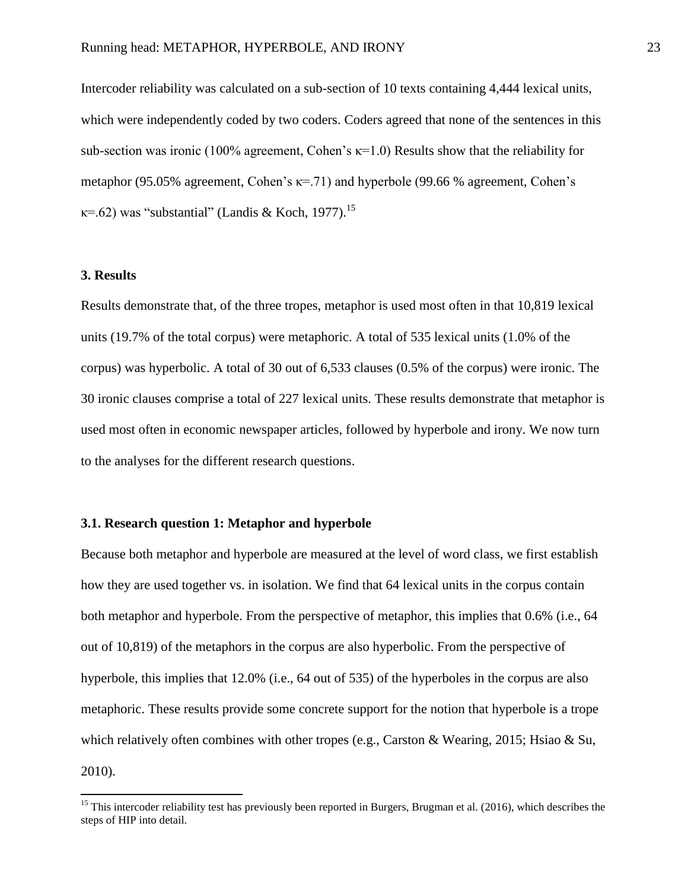Intercoder reliability was calculated on a sub-section of 10 texts containing 4,444 lexical units, which were independently coded by two coders. Coders agreed that none of the sentences in this sub-section was ironic (100% agreement, Cohen's $\kappa$=1.0) Results show that the reliability for metaphor (95.05% agreement, Cohen's $\kappa$=.71) and hyperbole (99.66 % agreement, Cohen's $\kappa$=.62) was "substantial" (Landis & Koch, 1977).[15]

### 3. Results

Results demonstrate that, of the three tropes, metaphor is used most often in that 10,819 lexical units (19.7% of the total corpus) were metaphoric. A total of 535 lexical units (1.0% of the corpus) was hyperbolic. A total of 30 out of 6,533 clauses (0.5% of the corpus) were ironic. The 30 ironic clauses comprise a total of 227 lexical units. These results demonstrate that metaphor is used most often in economic newspaper articles, followed by hyperbole and irony. We now turn to the analyses for the different research questions.

#### 3.1. Research question 1: Metaphor and hyperbole

Because both metaphor and hyperbole are measured at the level of word class, we first establish how they are used together vs. in isolation. We find that 64 lexical units in the corpus contain both metaphor and hyperbole. From the perspective of metaphor, this implies that 0.6% (i.e., 64 out of 10,819) of the metaphors in the corpus are also hyperbolic. From the perspective of hyperbole, this implies that 12.0% (i.e., 64 out of 535) of the hyperboles in the corpus are also metaphoric. These results provide some concrete support for the notion that hyperbole is a trope which relatively often combines with other tropes (e.g., Carston & Wearing, 2015; Hsiao & Su, 2010).

[15] This intercoder reliability test has previously been reported in Burgers, Brugman et al. (2016), which describes the steps of HIP into detail.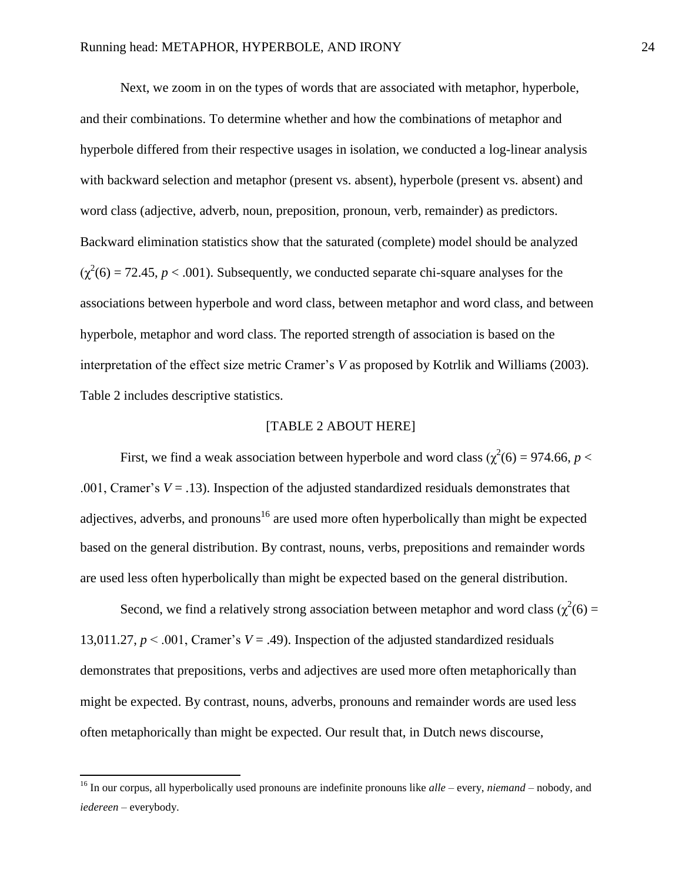Next, we zoom in on the types of words that are associated with metaphor, hyperbole, and their combinations. To determine whether and how the combinations of metaphor and hyperbole differed from their respective usages in isolation, we conducted a log-linear analysis with backward selection and metaphor (present vs. absent), hyperbole (present vs. absent) and word class (adjective, adverb, noun, preposition, pronoun, verb, remainder) as predictors. Backward elimination statistics show that the saturated (complete) model should be analyzed ($\chi^2(6) = 72.45$, $p < .001$). Subsequently, we conducted separate chi-square analyses for the associations between hyperbole and word class, between metaphor and word class, and between hyperbole, metaphor and word class. The reported strength of association is based on the interpretation of the effect size metric Cramer's *V* as proposed by Kotrlik and Williams (2003). Table 2 includes descriptive statistics.

[TABLE 2 ABOUT HERE]

First, we find a weak association between hyperbole and word class ($\chi^2(6) = 974.66$, $p < .001$, Cramer's $V = .13$). Inspection of the adjusted standardized residuals demonstrates that adjectives, adverbs, and pronouns[16] are used more often hyperbolically than might be expected based on the general distribution. By contrast, nouns, verbs, prepositions and remainder words are used less often hyperbolically than might be expected based on the general distribution.

Second, we find a relatively strong association between metaphor and word class ($\chi^2(6) = 13{,}011.27$, $p < .001$, Cramer's $V = .49$). Inspection of the adjusted standardized residuals demonstrates that prepositions, verbs and adjectives are used more often metaphorically than might be expected. By contrast, nouns, adverbs, pronouns and remainder words are used less often metaphorically than might be expected. Our result that, in Dutch news discourse,

---

[16] In our corpus, all hyperbolically used pronouns are indefinite pronouns like *alle* – every, *niemand* – nobody, and *iedereen* – everybody.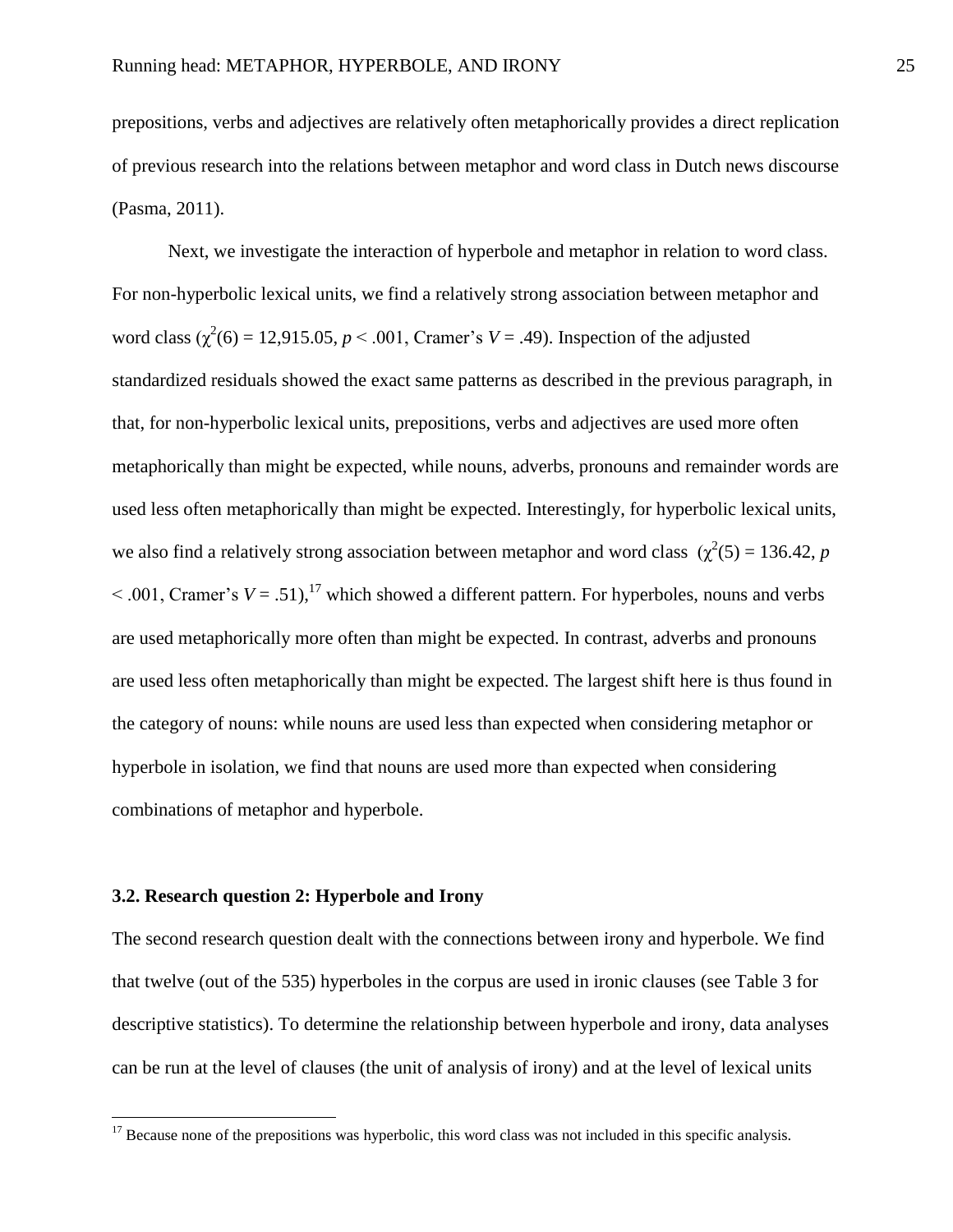prepositions, verbs and adjectives are relatively often metaphorically provides a direct replication of previous research into the relations between metaphor and word class in Dutch news discourse (Pasma, 2011).

Next, we investigate the interaction of hyperbole and metaphor in relation to word class. For non-hyperbolic lexical units, we find a relatively strong association between metaphor and word class ($\chi^2(6) = 12{,}915.05$, $p < .001$, Cramer's $V = .49$). Inspection of the adjusted standardized residuals showed the exact same patterns as described in the previous paragraph, in that, for non-hyperbolic lexical units, prepositions, verbs and adjectives are used more often metaphorically than might be expected, while nouns, adverbs, pronouns and remainder words are used less often metaphorically than might be expected. Interestingly, for hyperbolic lexical units, we also find a relatively strong association between metaphor and word class ($\chi^2(5) = 136.42$, $p < .001$, Cramer's $V = .51$),[17] which showed a different pattern. For hyperboles, nouns and verbs are used metaphorically more often than might be expected. In contrast, adverbs and pronouns are used less often metaphorically than might be expected. The largest shift here is thus found in the category of nouns: while nouns are used less than expected when considering metaphor or hyperbole in isolation, we find that nouns are used more than expected when considering combinations of metaphor and hyperbole.

### 3.2. Research question 2: Hyperbole and Irony

The second research question dealt with the connections between irony and hyperbole. We find that twelve (out of the 535) hyperboles in the corpus are used in ironic clauses (see Table 3 for descriptive statistics). To determine the relationship between hyperbole and irony, data analyses can be run at the level of clauses (the unit of analysis of irony) and at the level of lexical units

[17] Because none of the prepositions was hyperbolic, this word class was not included in this specific analysis.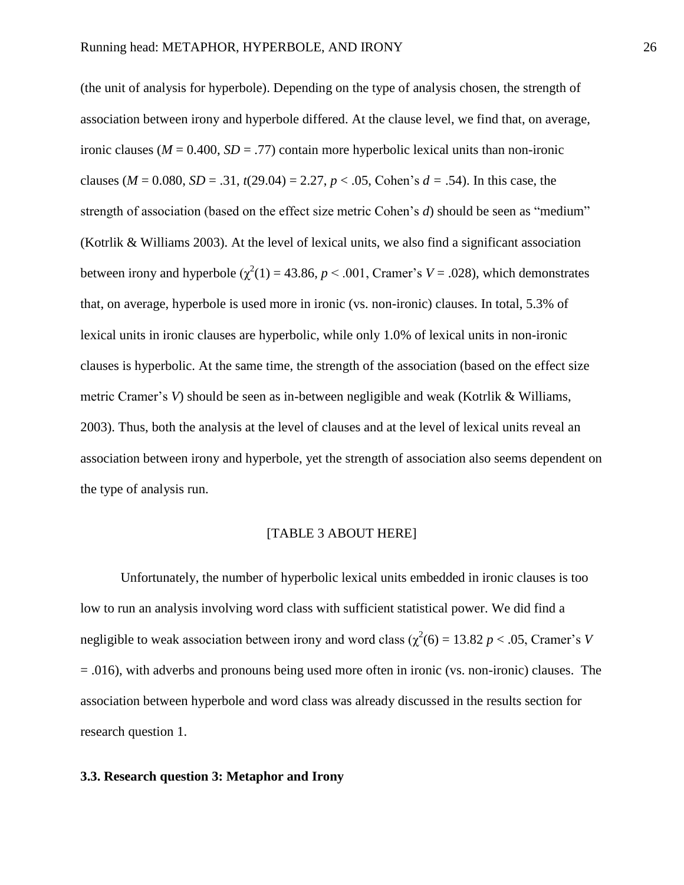(the unit of analysis for hyperbole). Depending on the type of analysis chosen, the strength of association between irony and hyperbole differed. At the clause level, we find that, on average, ironic clauses ($M$ = 0.400, $SD$ = .77) contain more hyperbolic lexical units than non-ironic clauses ($M$ = 0.080, $SD$ = .31, $t(29.04) = 2.27$, $p < .05$, Cohen's $d$ = .54). In this case, the strength of association (based on the effect size metric Cohen's $d$) should be seen as "medium" (Kotrlik & Williams 2003). At the level of lexical units, we also find a significant association between irony and hyperbole ($\chi^2(1) = 43.86$, $p < .001$, Cramer's $V$ = .028), which demonstrates that, on average, hyperbole is used more in ironic (vs. non-ironic) clauses. In total, 5.3% of lexical units in ironic clauses are hyperbolic, while only 1.0% of lexical units in non-ironic clauses is hyperbolic. At the same time, the strength of the association (based on the effect size metric Cramer's $V$) should be seen as in-between negligible and weak (Kotrlik & Williams, 2003). Thus, both the analysis at the level of clauses and at the level of lexical units reveal an association between irony and hyperbole, yet the strength of association also seems dependent on the type of analysis run.

[TABLE 3 ABOUT HERE]

Unfortunately, the number of hyperbolic lexical units embedded in ironic clauses is too low to run an analysis involving word class with sufficient statistical power. We did find a negligible to weak association between irony and word class ($\chi^2(6) = 13.82$ $p < .05$, Cramer's $V$ = .016), with adverbs and pronouns being used more often in ironic (vs. non-ironic) clauses. The association between hyperbole and word class was already discussed in the results section for research question 1.

### 3.3. Research question 3: Metaphor and Irony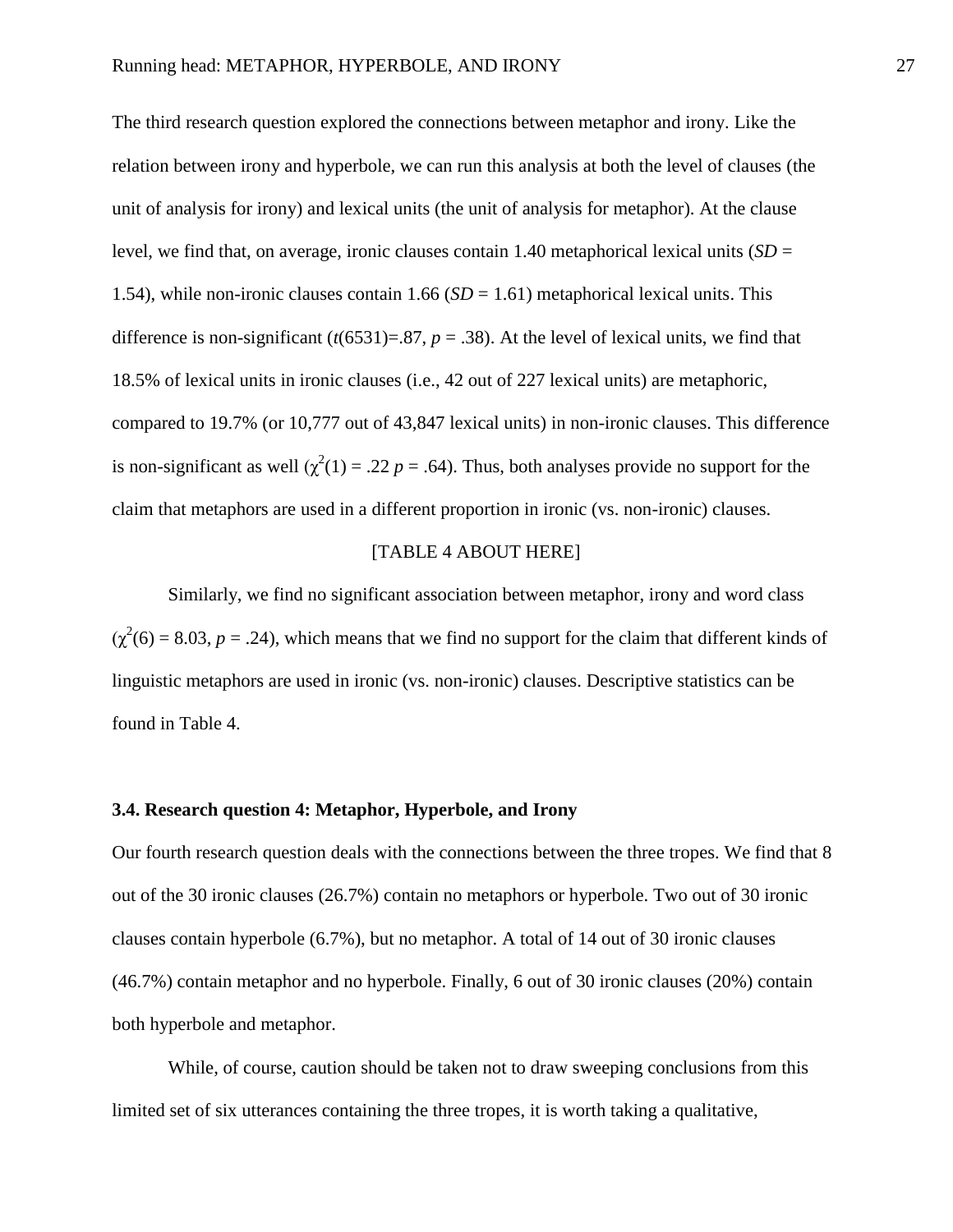The third research question explored the connections between metaphor and irony. Like the relation between irony and hyperbole, we can run this analysis at both the level of clauses (the unit of analysis for irony) and lexical units (the unit of analysis for metaphor). At the clause level, we find that, on average, ironic clauses contain 1.40 metaphorical lexical units (*SD* = 1.54), while non-ironic clauses contain 1.66 (*SD* = 1.61) metaphorical lexical units. This difference is non-significant ($t(6531)=.87$, $p = .38$). At the level of lexical units, we find that 18.5% of lexical units in ironic clauses (i.e., 42 out of 227 lexical units) are metaphoric, compared to 19.7% (or 10,777 out of 43,847 lexical units) in non-ironic clauses. This difference is non-significant as well ($\chi^2(1) = .22$ $p = .64$). Thus, both analyses provide no support for the claim that metaphors are used in a different proportion in ironic (vs. non-ironic) clauses.

[TABLE 4 ABOUT HERE]

Similarly, we find no significant association between metaphor, irony and word class ($\chi^2(6) = 8.03$, $p = .24$), which means that we find no support for the claim that different kinds of linguistic metaphors are used in ironic (vs. non-ironic) clauses. Descriptive statistics can be found in Table 4.

### 3.4. Research question 4: Metaphor, Hyperbole, and Irony

Our fourth research question deals with the connections between the three tropes. We find that 8 out of the 30 ironic clauses (26.7%) contain no metaphors or hyperbole. Two out of 30 ironic clauses contain hyperbole (6.7%), but no metaphor. A total of 14 out of 30 ironic clauses (46.7%) contain metaphor and no hyperbole. Finally, 6 out of 30 ironic clauses (20%) contain both hyperbole and metaphor.

While, of course, caution should be taken not to draw sweeping conclusions from this limited set of six utterances containing the three tropes, it is worth taking a qualitative,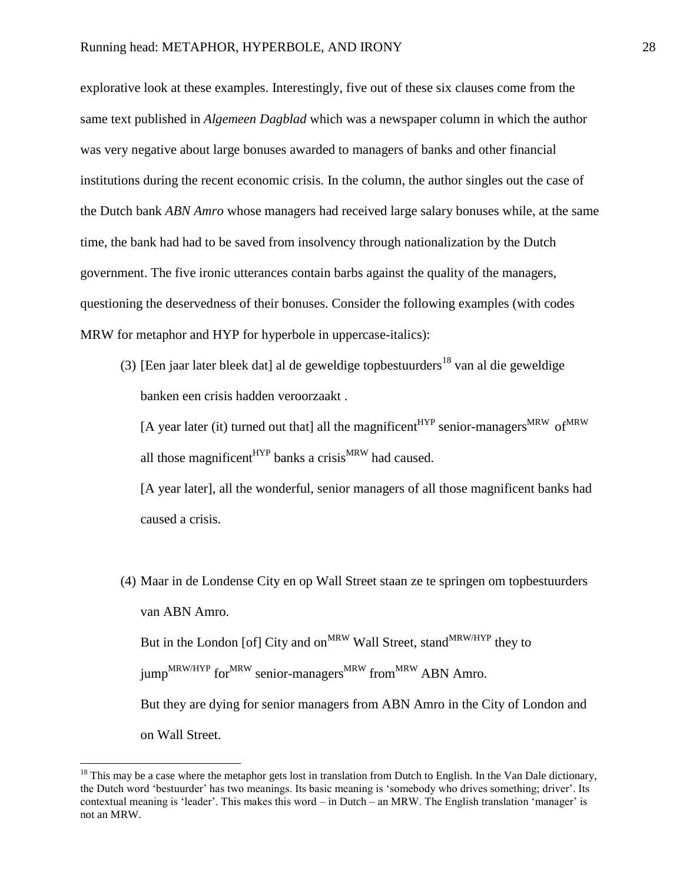explorative look at these examples. Interestingly, five out of these six clauses come from the same text published in *Algemeen Dagblad* which was a newspaper column in which the author was very negative about large bonuses awarded to managers of banks and other financial institutions during the recent economic crisis. In the column, the author singles out the case of the Dutch bank *ABN Amro* whose managers had received large salary bonuses while, at the same time, the bank had had to be saved from insolvency through nationalization by the Dutch government. The five ironic utterances contain barbs against the quality of the managers, questioning the deservedness of their bonuses. Consider the following examples (with codes MRW for metaphor and HYP for hyperbole in uppercase-italics):

(3) [Een jaar later bleek dat] al de geweldige topbestuurders[18] van al die geweldige banken een crisis hadden veroorzaakt .

[A year later (it) turned out that] all the magnificent^HYP^ senior-managers^MRW^ of^MRW^ all those magnificent^HYP^ banks a crisis^MRW^ had caused.

[A year later], all the wonderful, senior managers of all those magnificent banks had caused a crisis.

(4) Maar in de Londense City en op Wall Street staan ze te springen om topbestuurders van ABN Amro.

But in the London [of] City and on^MRW^ Wall Street, stand^MRW/HYP^ they to jump^MRW/HYP^ for^MRW^ senior-managers^MRW^ from^MRW^ ABN Amro.

But they are dying for senior managers from ABN Amro in the City of London and on Wall Street.

---

[18] This may be a case where the metaphor gets lost in translation from Dutch to English. In the Van Dale dictionary, the Dutch word 'bestuurder' has two meanings. Its basic meaning is 'somebody who drives something; driver'. Its contextual meaning is 'leader'. This makes this word – in Dutch – an MRW. The English translation 'manager' is not an MRW.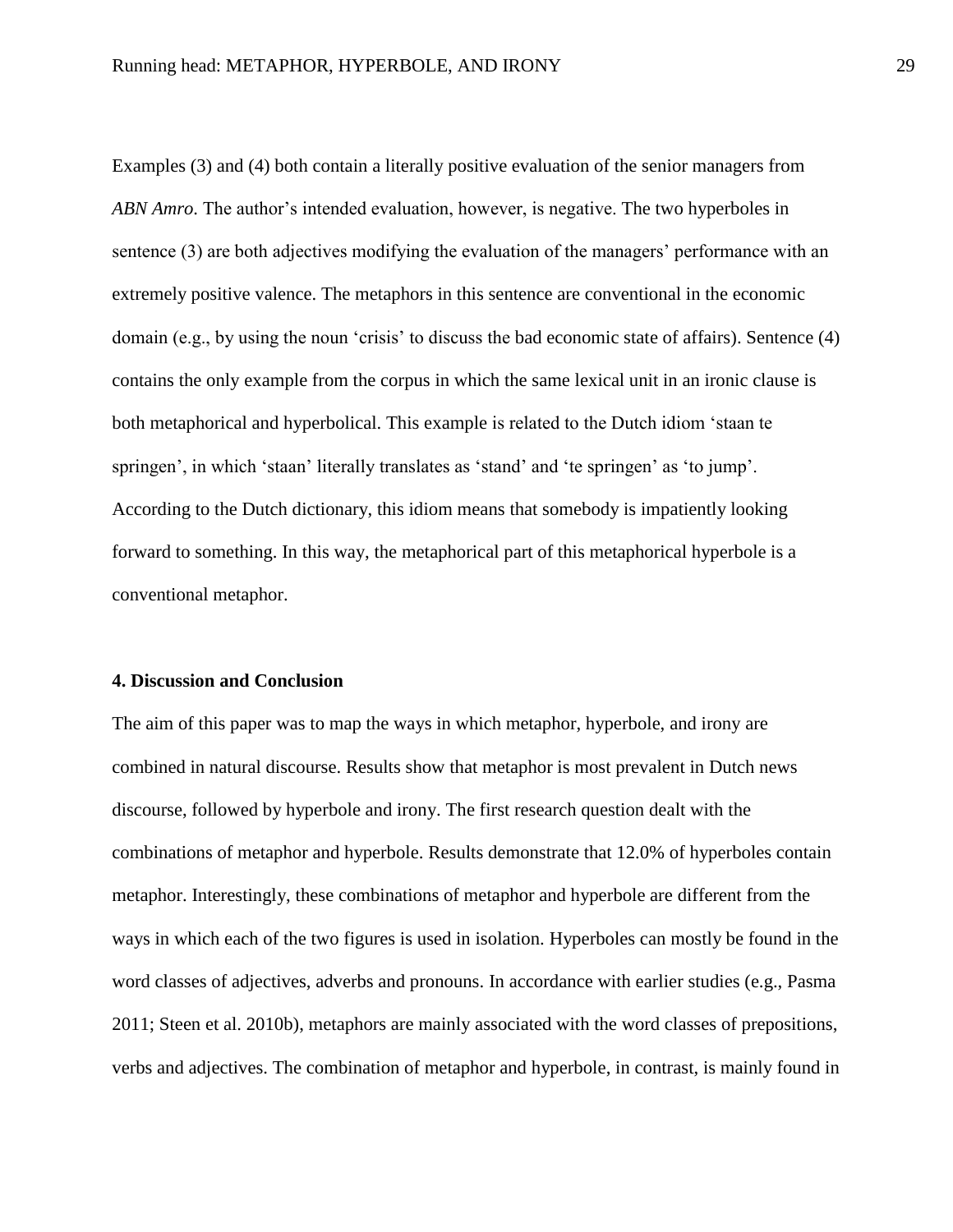Examples (3) and (4) both contain a literally positive evaluation of the senior managers from *ABN Amro*. The author's intended evaluation, however, is negative. The two hyperboles in sentence (3) are both adjectives modifying the evaluation of the managers' performance with an extremely positive valence. The metaphors in this sentence are conventional in the economic domain (e.g., by using the noun 'crisis' to discuss the bad economic state of affairs). Sentence (4) contains the only example from the corpus in which the same lexical unit in an ironic clause is both metaphorical and hyperbolical. This example is related to the Dutch idiom 'staan te springen', in which 'staan' literally translates as 'stand' and 'te springen' as 'to jump'. According to the Dutch dictionary, this idiom means that somebody is impatiently looking forward to something. In this way, the metaphorical part of this metaphorical hyperbole is a conventional metaphor.

## 4. Discussion and Conclusion

The aim of this paper was to map the ways in which metaphor, hyperbole, and irony are combined in natural discourse. Results show that metaphor is most prevalent in Dutch news discourse, followed by hyperbole and irony. The first research question dealt with the combinations of metaphor and hyperbole. Results demonstrate that 12.0% of hyperboles contain metaphor. Interestingly, these combinations of metaphor and hyperbole are different from the ways in which each of the two figures is used in isolation. Hyperboles can mostly be found in the word classes of adjectives, adverbs and pronouns. In accordance with earlier studies (e.g., Pasma 2011; Steen et al. 2010b), metaphors are mainly associated with the word classes of prepositions, verbs and adjectives. The combination of metaphor and hyperbole, in contrast, is mainly found in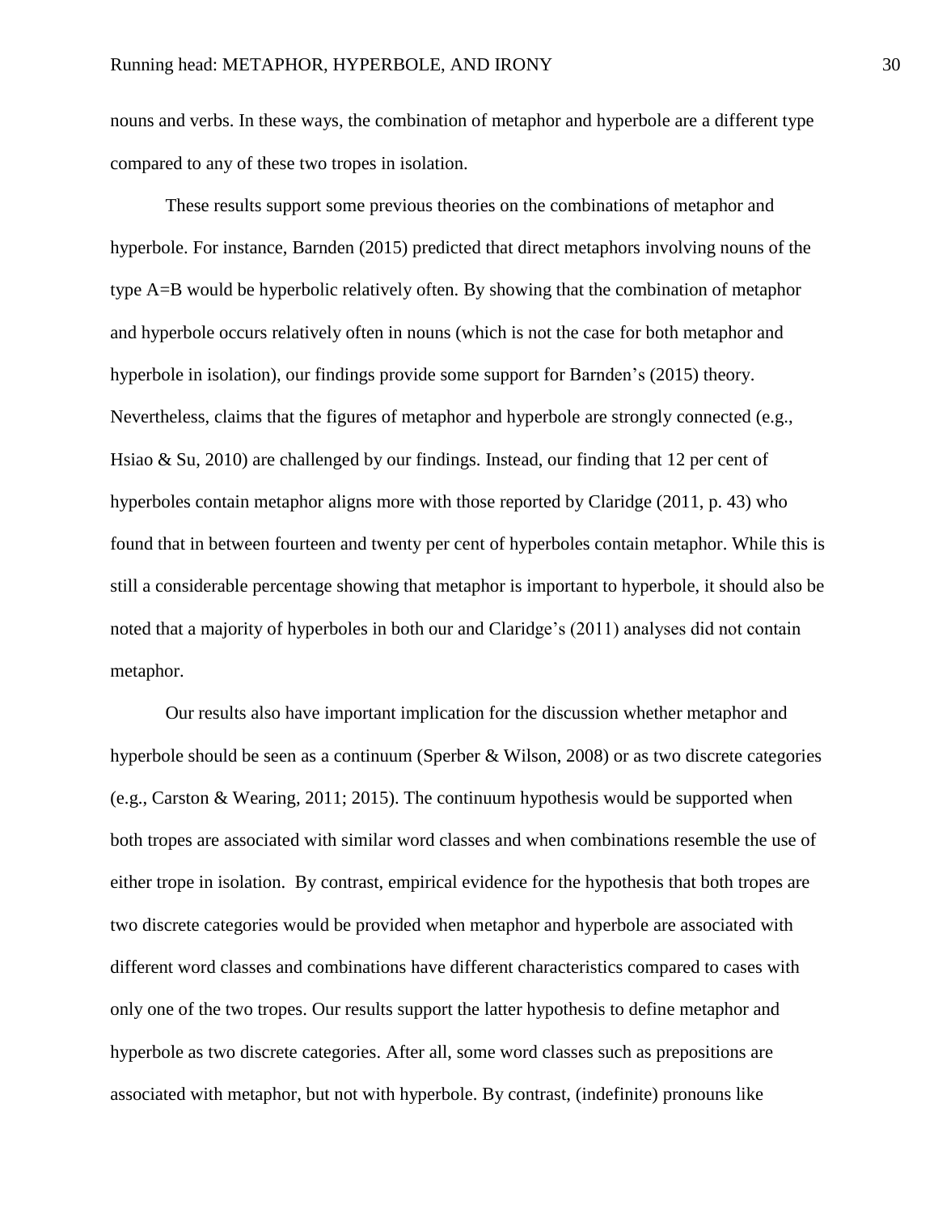nouns and verbs. In these ways, the combination of metaphor and hyperbole are a different type compared to any of these two tropes in isolation.

These results support some previous theories on the combinations of metaphor and hyperbole. For instance, Barnden (2015) predicted that direct metaphors involving nouns of the type A=B would be hyperbolic relatively often. By showing that the combination of metaphor and hyperbole occurs relatively often in nouns (which is not the case for both metaphor and hyperbole in isolation), our findings provide some support for Barnden's (2015) theory. Nevertheless, claims that the figures of metaphor and hyperbole are strongly connected (e.g., Hsiao & Su, 2010) are challenged by our findings. Instead, our finding that 12 per cent of hyperboles contain metaphor aligns more with those reported by Claridge (2011, p. 43) who found that in between fourteen and twenty per cent of hyperboles contain metaphor. While this is still a considerable percentage showing that metaphor is important to hyperbole, it should also be noted that a majority of hyperboles in both our and Claridge's (2011) analyses did not contain metaphor.

Our results also have important implication for the discussion whether metaphor and hyperbole should be seen as a continuum (Sperber & Wilson, 2008) or as two discrete categories (e.g., Carston & Wearing, 2011; 2015). The continuum hypothesis would be supported when both tropes are associated with similar word classes and when combinations resemble the use of either trope in isolation. By contrast, empirical evidence for the hypothesis that both tropes are two discrete categories would be provided when metaphor and hyperbole are associated with different word classes and combinations have different characteristics compared to cases with only one of the two tropes. Our results support the latter hypothesis to define metaphor and hyperbole as two discrete categories. After all, some word classes such as prepositions are associated with metaphor, but not with hyperbole. By contrast, (indefinite) pronouns like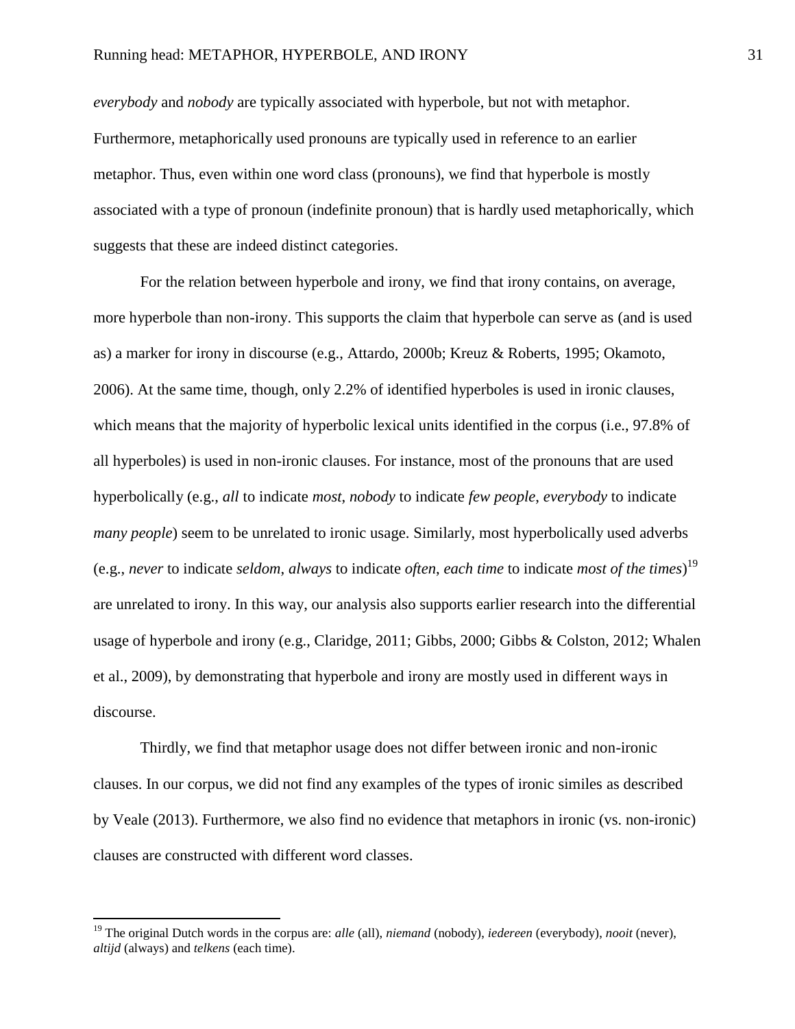*everybody* and *nobody* are typically associated with hyperbole, but not with metaphor. Furthermore, metaphorically used pronouns are typically used in reference to an earlier metaphor. Thus, even within one word class (pronouns), we find that hyperbole is mostly associated with a type of pronoun (indefinite pronoun) that is hardly used metaphorically, which suggests that these are indeed distinct categories.

For the relation between hyperbole and irony, we find that irony contains, on average, more hyperbole than non-irony. This supports the claim that hyperbole can serve as (and is used as) a marker for irony in discourse (e.g., Attardo, 2000b; Kreuz & Roberts, 1995; Okamoto, 2006). At the same time, though, only 2.2% of identified hyperboles is used in ironic clauses, which means that the majority of hyperbolic lexical units identified in the corpus (i.e., 97.8% of all hyperboles) is used in non-ironic clauses. For instance, most of the pronouns that are used hyperbolically (e.g., *all* to indicate *most*, *nobody* to indicate *few people*, *everybody* to indicate *many people*) seem to be unrelated to ironic usage. Similarly, most hyperbolically used adverbs (e.g., *never* to indicate *seldom*, *always* to indicate *often*, *each time* to indicate *most of the times*)[19] are unrelated to irony. In this way, our analysis also supports earlier research into the differential usage of hyperbole and irony (e.g., Claridge, 2011; Gibbs, 2000; Gibbs & Colston, 2012; Whalen et al., 2009), by demonstrating that hyperbole and irony are mostly used in different ways in discourse.

Thirdly, we find that metaphor usage does not differ between ironic and non-ironic clauses. In our corpus, we did not find any examples of the types of ironic similes as described by Veale (2013). Furthermore, we also find no evidence that metaphors in ironic (vs. non-ironic) clauses are constructed with different word classes.

---

[19] The original Dutch words in the corpus are: *alle* (all), *niemand* (nobody), *iedereen* (everybody), *nooit* (never), *altijd* (always) and *telkens* (each time).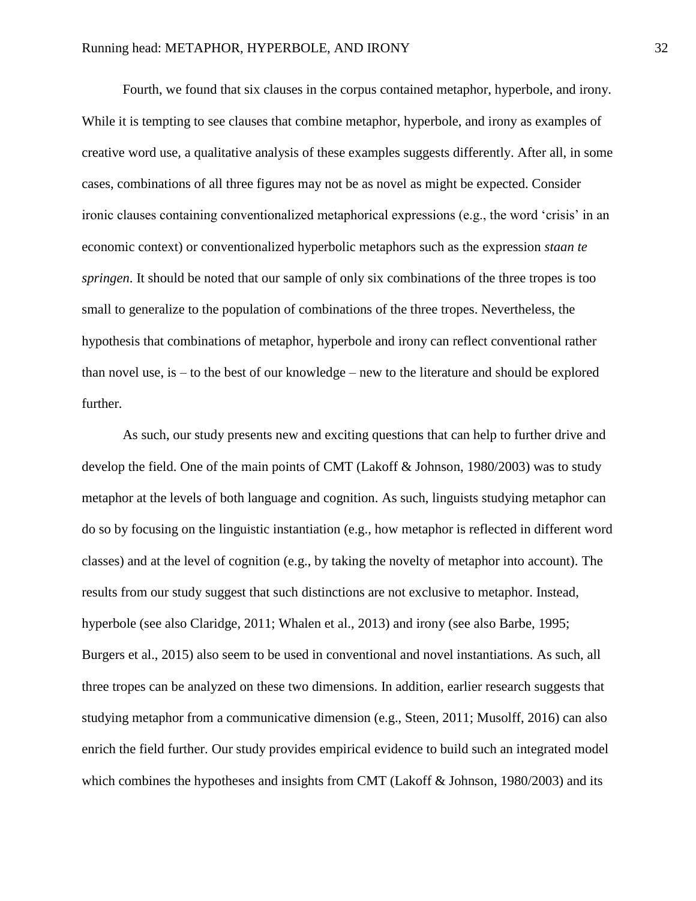Fourth, we found that six clauses in the corpus contained metaphor, hyperbole, and irony. While it is tempting to see clauses that combine metaphor, hyperbole, and irony as examples of creative word use, a qualitative analysis of these examples suggests differently. After all, in some cases, combinations of all three figures may not be as novel as might be expected. Consider ironic clauses containing conventionalized metaphorical expressions (e.g., the word 'crisis' in an economic context) or conventionalized hyperbolic metaphors such as the expression *staan te springen*. It should be noted that our sample of only six combinations of the three tropes is too small to generalize to the population of combinations of the three tropes. Nevertheless, the hypothesis that combinations of metaphor, hyperbole and irony can reflect conventional rather than novel use, is – to the best of our knowledge – new to the literature and should be explored further.

As such, our study presents new and exciting questions that can help to further drive and develop the field. One of the main points of CMT (Lakoff & Johnson, 1980/2003) was to study metaphor at the levels of both language and cognition. As such, linguists studying metaphor can do so by focusing on the linguistic instantiation (e.g., how metaphor is reflected in different word classes) and at the level of cognition (e.g., by taking the novelty of metaphor into account). The results from our study suggest that such distinctions are not exclusive to metaphor. Instead, hyperbole (see also Claridge, 2011; Whalen et al., 2013) and irony (see also Barbe, 1995; Burgers et al., 2015) also seem to be used in conventional and novel instantiations. As such, all three tropes can be analyzed on these two dimensions. In addition, earlier research suggests that studying metaphor from a communicative dimension (e.g., Steen, 2011; Musolff, 2016) can also enrich the field further. Our study provides empirical evidence to build such an integrated model which combines the hypotheses and insights from CMT (Lakoff & Johnson, 1980/2003) and its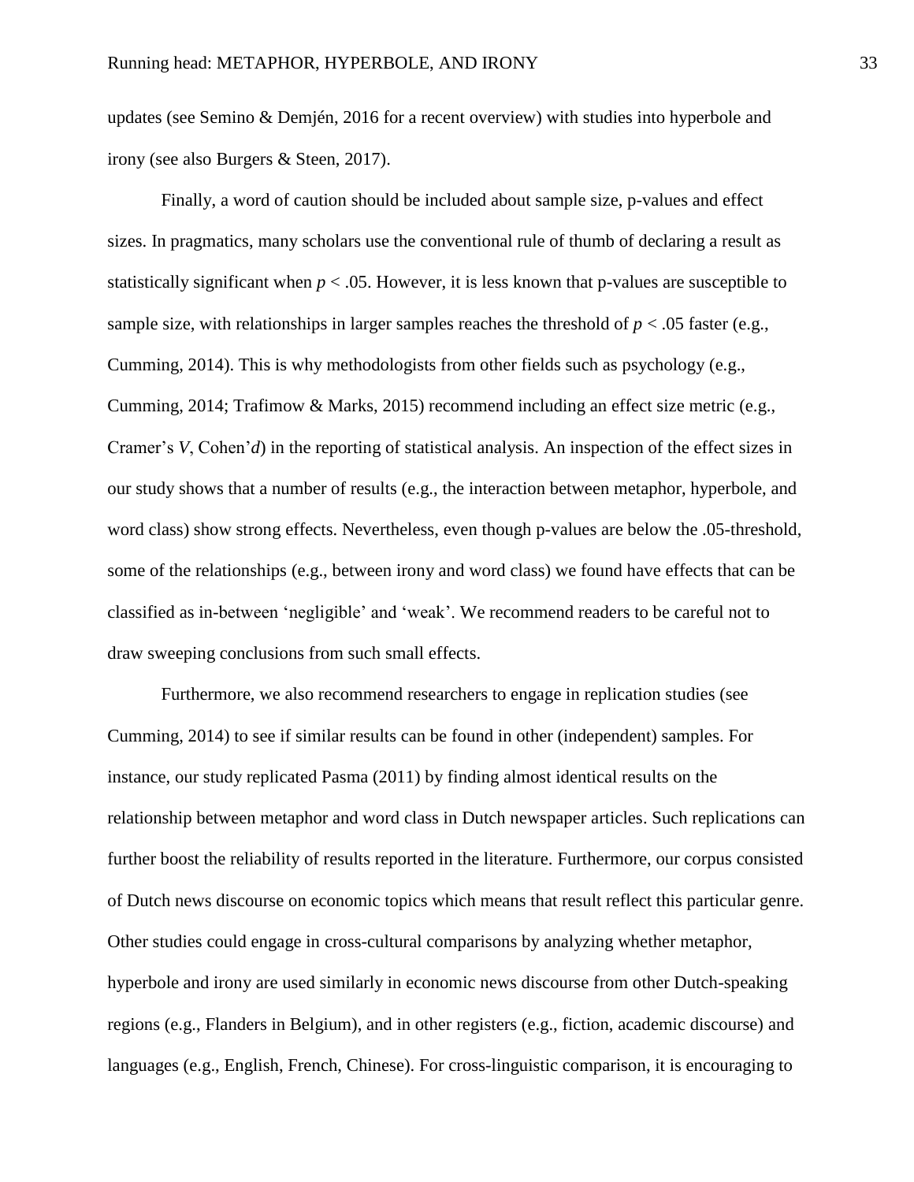updates (see Semino & Demjén, 2016 for a recent overview) with studies into hyperbole and irony (see also Burgers & Steen, 2017).

Finally, a word of caution should be included about sample size, p-values and effect sizes. In pragmatics, many scholars use the conventional rule of thumb of declaring a result as statistically significant when $p < .05$. However, it is less known that p-values are susceptible to sample size, with relationships in larger samples reaches the threshold of $p < .05$ faster (e.g., Cumming, 2014). This is why methodologists from other fields such as psychology (e.g., Cumming, 2014; Trafimow & Marks, 2015) recommend including an effect size metric (e.g., Cramer's *V*, Cohen'*d*) in the reporting of statistical analysis. An inspection of the effect sizes in our study shows that a number of results (e.g., the interaction between metaphor, hyperbole, and word class) show strong effects. Nevertheless, even though p-values are below the .05-threshold, some of the relationships (e.g., between irony and word class) we found have effects that can be classified as in-between 'negligible' and 'weak'. We recommend readers to be careful not to draw sweeping conclusions from such small effects.

Furthermore, we also recommend researchers to engage in replication studies (see Cumming, 2014) to see if similar results can be found in other (independent) samples. For instance, our study replicated Pasma (2011) by finding almost identical results on the relationship between metaphor and word class in Dutch newspaper articles. Such replications can further boost the reliability of results reported in the literature. Furthermore, our corpus consisted of Dutch news discourse on economic topics which means that result reflect this particular genre. Other studies could engage in cross-cultural comparisons by analyzing whether metaphor, hyperbole and irony are used similarly in economic news discourse from other Dutch-speaking regions (e.g., Flanders in Belgium), and in other registers (e.g., fiction, academic discourse) and languages (e.g., English, French, Chinese). For cross-linguistic comparison, it is encouraging to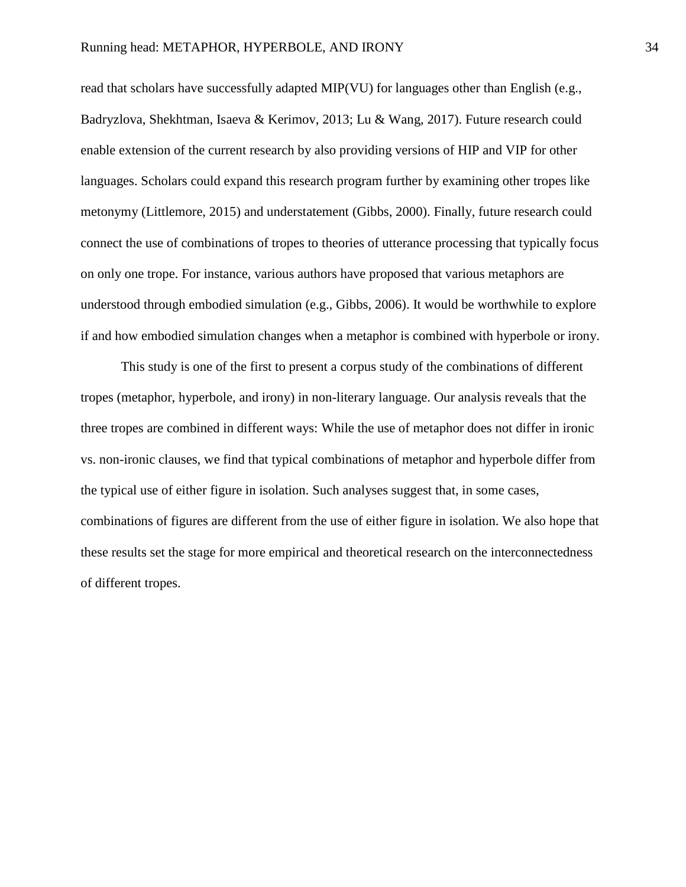read that scholars have successfully adapted MIP(VU) for languages other than English (e.g., Badryzlova, Shekhtman, Isaeva & Kerimov, 2013; Lu & Wang, 2017). Future research could enable extension of the current research by also providing versions of HIP and VIP for other languages. Scholars could expand this research program further by examining other tropes like metonymy (Littlemore, 2015) and understatement (Gibbs, 2000). Finally, future research could connect the use of combinations of tropes to theories of utterance processing that typically focus on only one trope. For instance, various authors have proposed that various metaphors are understood through embodied simulation (e.g., Gibbs, 2006). It would be worthwhile to explore if and how embodied simulation changes when a metaphor is combined with hyperbole or irony.

This study is one of the first to present a corpus study of the combinations of different tropes (metaphor, hyperbole, and irony) in non-literary language. Our analysis reveals that the three tropes are combined in different ways: While the use of metaphor does not differ in ironic vs. non-ironic clauses, we find that typical combinations of metaphor and hyperbole differ from the typical use of either figure in isolation. Such analyses suggest that, in some cases, combinations of figures are different from the use of either figure in isolation. We also hope that these results set the stage for more empirical and theoretical research on the interconnectedness of different tropes.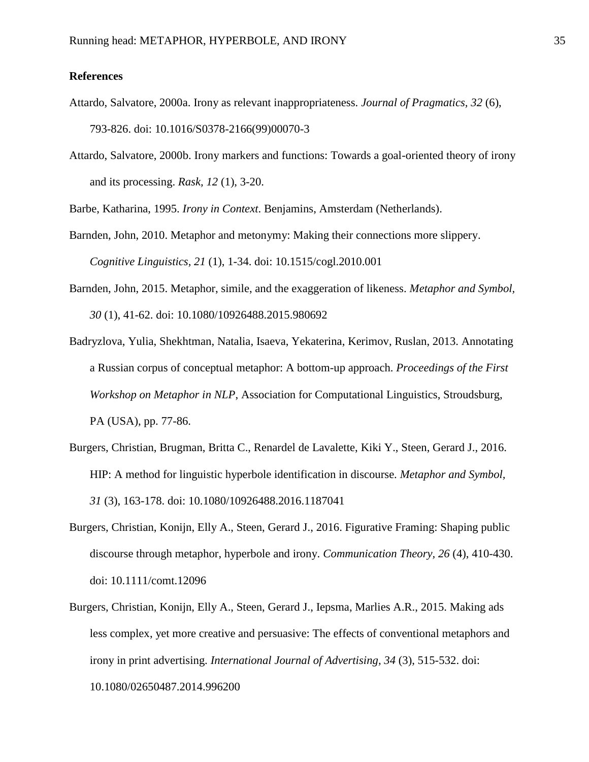## References

Attardo, Salvatore, 2000a. Irony as relevant inappropriateness. *Journal of Pragmatics, 32* (6), 793-826. doi: 10.1016/S0378-2166(99)00070-3

Attardo, Salvatore, 2000b. Irony markers and functions: Towards a goal-oriented theory of irony and its processing. *Rask, 12* (1), 3-20.

Barbe, Katharina, 1995. *Irony in Context*. Benjamins, Amsterdam (Netherlands).

Barnden, John, 2010. Metaphor and metonymy: Making their connections more slippery. *Cognitive Linguistics, 21* (1), 1-34. doi: 10.1515/cogl.2010.001

Barnden, John, 2015. Metaphor, simile, and the exaggeration of likeness. *Metaphor and Symbol, 30* (1), 41-62. doi: 10.1080/10926488.2015.980692

Badryzlova, Yulia, Shekhtman, Natalia, Isaeva, Yekaterina, Kerimov, Ruslan, 2013. Annotating a Russian corpus of conceptual metaphor: A bottom-up approach. *Proceedings of the First Workshop on Metaphor in NLP*, Association for Computational Linguistics, Stroudsburg, PA (USA), pp. 77-86.

Burgers, Christian, Brugman, Britta C., Renardel de Lavalette, Kiki Y., Steen, Gerard J., 2016. HIP: A method for linguistic hyperbole identification in discourse. *Metaphor and Symbol, 31* (3), 163-178. doi: 10.1080/10926488.2016.1187041

Burgers, Christian, Konijn, Elly A., Steen, Gerard J., 2016. Figurative Framing: Shaping public discourse through metaphor, hyperbole and irony. *Communication Theory, 26* (4), 410-430. doi: 10.1111/comt.12096

Burgers, Christian, Konijn, Elly A., Steen, Gerard J., Iepsma, Marlies A.R., 2015. Making ads less complex, yet more creative and persuasive: The effects of conventional metaphors and irony in print advertising. *International Journal of Advertising, 34* (3), 515-532. doi: 10.1080/02650487.2014.996200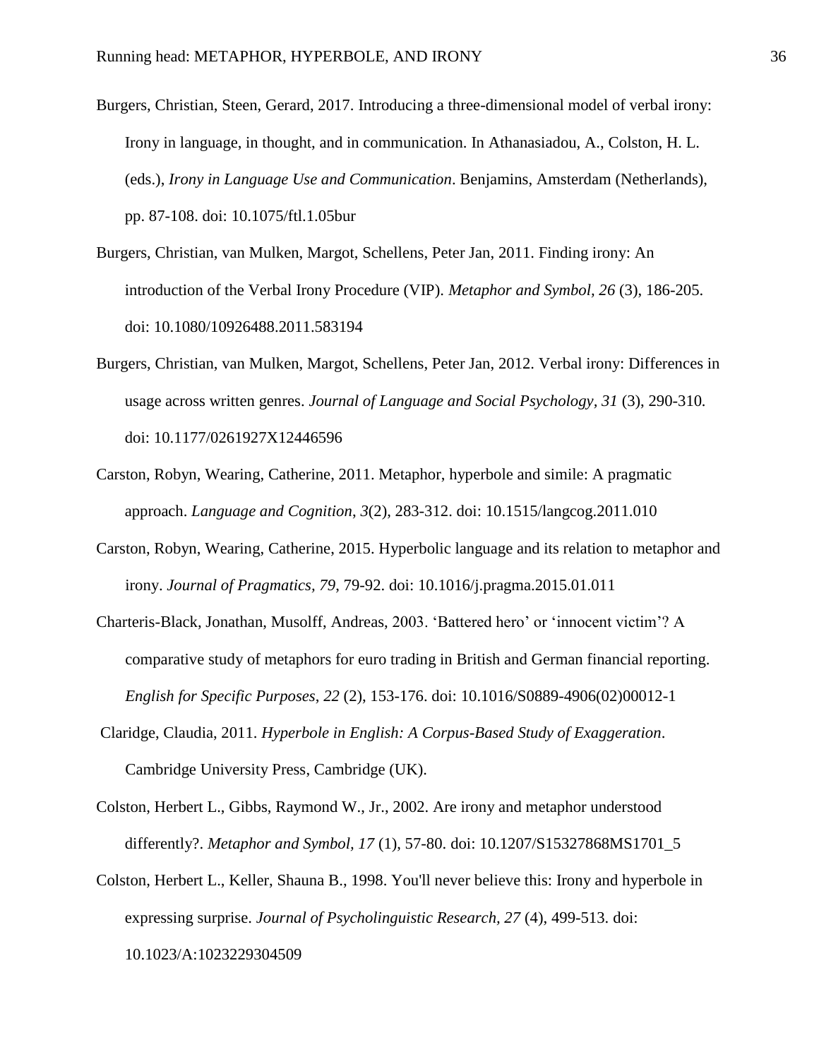Burgers, Christian, Steen, Gerard, 2017. Introducing a three-dimensional model of verbal irony: Irony in language, in thought, and in communication. In Athanasiadou, A., Colston, H. L. (eds.), *Irony in Language Use and Communication*. Benjamins, Amsterdam (Netherlands), pp. 87-108. doi: 10.1075/ftl.1.05bur

Burgers, Christian, van Mulken, Margot, Schellens, Peter Jan, 2011. Finding irony: An introduction of the Verbal Irony Procedure (VIP). *Metaphor and Symbol, 26* (3), 186-205. doi: 10.1080/10926488.2011.583194

Burgers, Christian, van Mulken, Margot, Schellens, Peter Jan, 2012. Verbal irony: Differences in usage across written genres. *Journal of Language and Social Psychology, 31* (3), 290-310. doi: 10.1177/0261927X12446596

Carston, Robyn, Wearing, Catherine, 2011. Metaphor, hyperbole and simile: A pragmatic approach. *Language and Cognition*, *3*(2), 283-312. doi: 10.1515/langcog.2011.010

Carston, Robyn, Wearing, Catherine, 2015. Hyperbolic language and its relation to metaphor and irony. *Journal of Pragmatics, 79*, 79-92. doi: 10.1016/j.pragma.2015.01.011

Charteris-Black, Jonathan, Musolff, Andreas, 2003. 'Battered hero' or 'innocent victim'? A comparative study of metaphors for euro trading in British and German financial reporting. *English for Specific Purposes, 22* (2), 153-176. doi: 10.1016/S0889-4906(02)00012-1

Claridge, Claudia, 2011. *Hyperbole in English: A Corpus-Based Study of Exaggeration*. Cambridge University Press, Cambridge (UK).

Colston, Herbert L., Gibbs, Raymond W., Jr., 2002. Are irony and metaphor understood differently?. *Metaphor and Symbol, 17* (1), 57-80. doi: 10.1207/S15327868MS1701_5

Colston, Herbert L., Keller, Shauna B., 1998. You'll never believe this: Irony and hyperbole in expressing surprise. *Journal of Psycholinguistic Research, 27* (4), 499-513. doi: 10.1023/A:1023229304509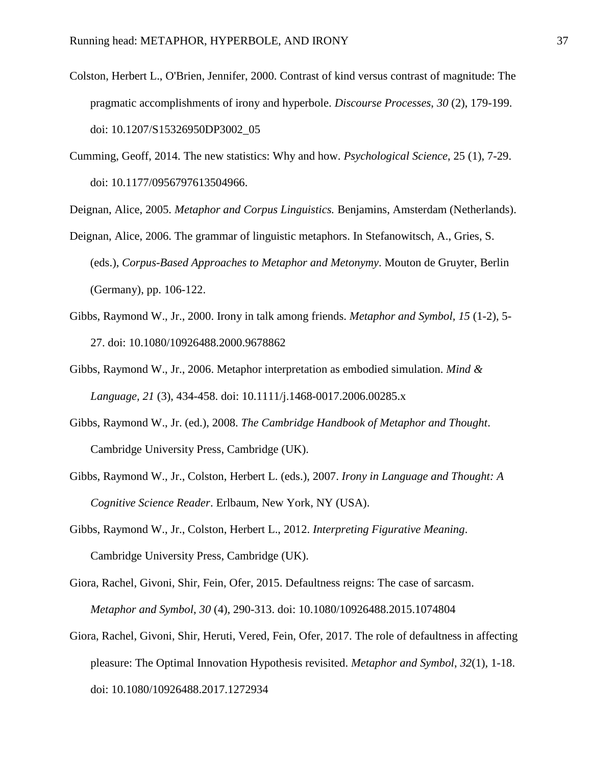Colston, Herbert L., O'Brien, Jennifer, 2000. Contrast of kind versus contrast of magnitude: The pragmatic accomplishments of irony and hyperbole. *Discourse Processes, 30* (2), 179-199. doi: 10.1207/S15326950DP3002_05

Cumming, Geoff, 2014. The new statistics: Why and how. *Psychological Science*, 25 (1), 7-29. doi: 10.1177/0956797613504966.

Deignan, Alice, 2005. *Metaphor and Corpus Linguistics.* Benjamins, Amsterdam (Netherlands).

Deignan, Alice, 2006. The grammar of linguistic metaphors. In Stefanowitsch, A., Gries, S. (eds.), *Corpus-Based Approaches to Metaphor and Metonymy*. Mouton de Gruyter, Berlin (Germany), pp. 106-122.

Gibbs, Raymond W., Jr., 2000. Irony in talk among friends. *Metaphor and Symbol, 15* (1-2), 5-27. doi: 10.1080/10926488.2000.9678862

Gibbs, Raymond W., Jr., 2006. Metaphor interpretation as embodied simulation. *Mind & Language, 21* (3), 434-458. doi: 10.1111/j.1468-0017.2006.00285.x

Gibbs, Raymond W., Jr. (ed.), 2008. *The Cambridge Handbook of Metaphor and Thought*. Cambridge University Press, Cambridge (UK).

Gibbs, Raymond W., Jr., Colston, Herbert L. (eds.), 2007. *Irony in Language and Thought: A Cognitive Science Reader*. Erlbaum, New York, NY (USA).

Gibbs, Raymond W., Jr., Colston, Herbert L., 2012. *Interpreting Figurative Meaning*. Cambridge University Press, Cambridge (UK).

Giora, Rachel, Givoni, Shir, Fein, Ofer, 2015. Defaultness reigns: The case of sarcasm. *Metaphor and Symbol, 30* (4), 290-313. doi: 10.1080/10926488.2015.1074804

Giora, Rachel, Givoni, Shir, Heruti, Vered, Fein, Ofer, 2017. The role of defaultness in affecting pleasure: The Optimal Innovation Hypothesis revisited. *Metaphor and Symbol*, *32*(1), 1-18. doi: 10.1080/10926488.2017.1272934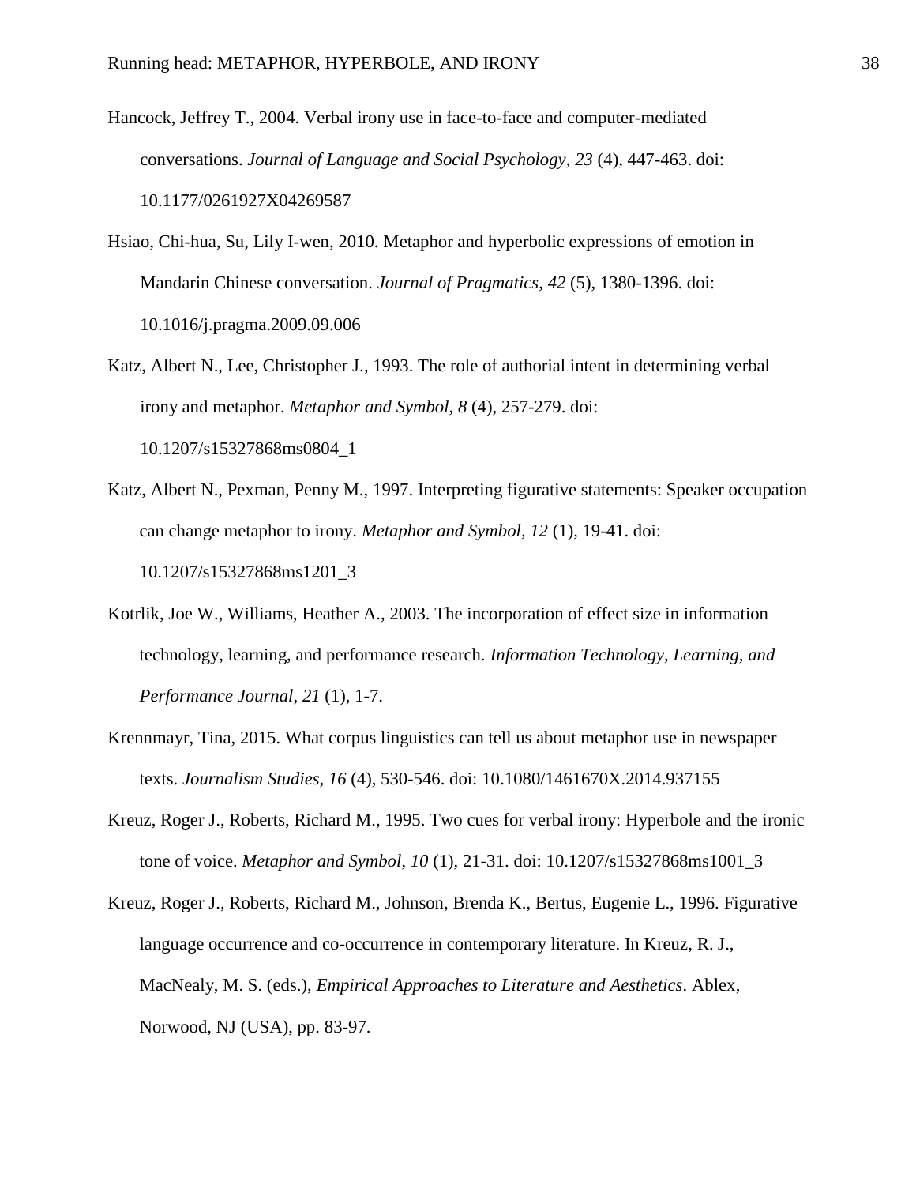Hancock, Jeffrey T., 2004. Verbal irony use in face-to-face and computer-mediated conversations. *Journal of Language and Social Psychology*, *23* (4), 447-463. doi: 10.1177/0261927X04269587

Hsiao, Chi-hua, Su, Lily I-wen, 2010. Metaphor and hyperbolic expressions of emotion in Mandarin Chinese conversation. *Journal of Pragmatics*, *42* (5), 1380-1396. doi: 10.1016/j.pragma.2009.09.006

Katz, Albert N., Lee, Christopher J., 1993. The role of authorial intent in determining verbal irony and metaphor. *Metaphor and Symbol*, *8* (4), 257-279. doi: 10.1207/s15327868ms0804_1

Katz, Albert N., Pexman, Penny M., 1997. Interpreting figurative statements: Speaker occupation can change metaphor to irony. *Metaphor and Symbol*, *12* (1), 19-41. doi: 10.1207/s15327868ms1201_3

Kotrlik, Joe W., Williams, Heather A., 2003. The incorporation of effect size in information technology, learning, and performance research. *Information Technology, Learning, and Performance Journal*, *21* (1), 1-7.

Krennmayr, Tina, 2015. What corpus linguistics can tell us about metaphor use in newspaper texts. *Journalism Studies*, *16* (4), 530-546. doi: 10.1080/1461670X.2014.937155

Kreuz, Roger J., Roberts, Richard M., 1995. Two cues for verbal irony: Hyperbole and the ironic tone of voice. *Metaphor and Symbol*, *10* (1), 21-31. doi: 10.1207/s15327868ms1001_3

Kreuz, Roger J., Roberts, Richard M., Johnson, Brenda K., Bertus, Eugenie L., 1996. Figurative language occurrence and co-occurrence in contemporary literature. In Kreuz, R. J., MacNealy, M. S. (eds.), *Empirical Approaches to Literature and Aesthetics*. Ablex, Norwood, NJ (USA), pp. 83-97.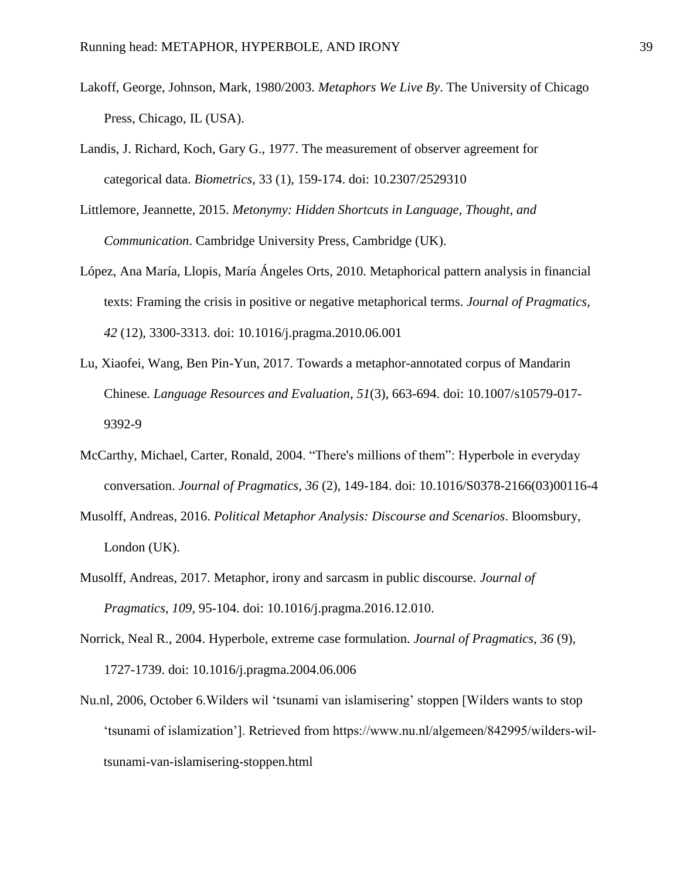Lakoff, George, Johnson, Mark, 1980/2003. *Metaphors We Live By*. The University of Chicago Press, Chicago, IL (USA).

Landis, J. Richard, Koch, Gary G., 1977. The measurement of observer agreement for categorical data. *Biometrics*, 33 (1), 159-174. doi: 10.2307/2529310

Littlemore, Jeannette, 2015. *Metonymy: Hidden Shortcuts in Language, Thought, and Communication*. Cambridge University Press, Cambridge (UK).

López, Ana María, Llopis, María Ángeles Orts, 2010. Metaphorical pattern analysis in financial texts: Framing the crisis in positive or negative metaphorical terms. *Journal of Pragmatics*, *42* (12), 3300-3313. doi: 10.1016/j.pragma.2010.06.001

Lu, Xiaofei, Wang, Ben Pin-Yun, 2017. Towards a metaphor-annotated corpus of Mandarin Chinese. *Language Resources and Evaluation*, *51*(3), 663-694. doi: 10.1007/s10579-017-9392-9

McCarthy, Michael, Carter, Ronald, 2004. "There's millions of them": Hyperbole in everyday conversation. *Journal of Pragmatics*, *36* (2), 149-184. doi: 10.1016/S0378-2166(03)00116-4

Musolff, Andreas, 2016. *Political Metaphor Analysis: Discourse and Scenarios*. Bloomsbury, London (UK).

Musolff, Andreas, 2017. Metaphor, irony and sarcasm in public discourse. *Journal of Pragmatics*, *109*, 95-104. doi: 10.1016/j.pragma.2016.12.010.

Norrick, Neal R., 2004. Hyperbole, extreme case formulation. *Journal of Pragmatics*, *36* (9), 1727-1739. doi: 10.1016/j.pragma.2004.06.006

Nu.nl, 2006, October 6.Wilders wil 'tsunami van islamisering' stoppen [Wilders wants to stop 'tsunami of islamization']. Retrieved from https://www.nu.nl/algemeen/842995/wilders-wil-tsunami-van-islamisering-stoppen.html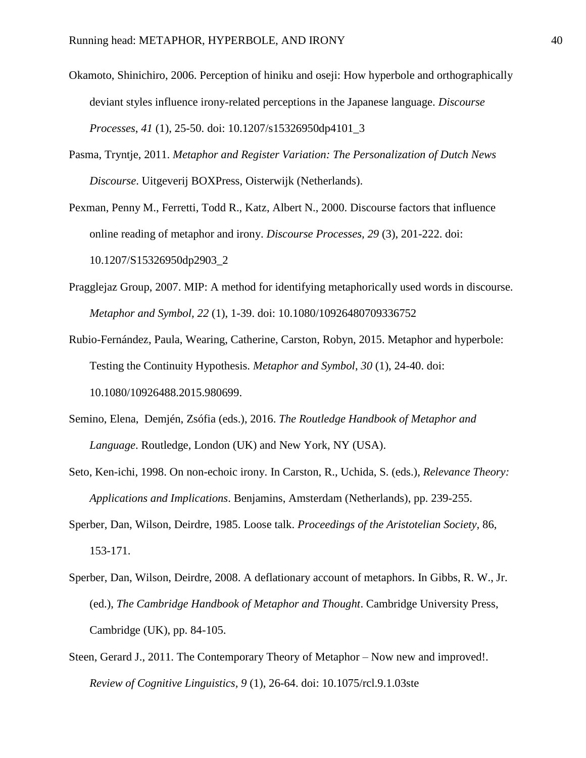Okamoto, Shinichiro, 2006. Perception of hiniku and oseji: How hyperbole and orthographically deviant styles influence irony-related perceptions in the Japanese language. *Discourse Processes*, *41* (1), 25-50. doi: 10.1207/s15326950dp4101_3

Pasma, Tryntje, 2011. *Metaphor and Register Variation: The Personalization of Dutch News Discourse*. Uitgeverij BOXPress, Oisterwijk (Netherlands).

Pexman, Penny M., Ferretti, Todd R., Katz, Albert N., 2000. Discourse factors that influence online reading of metaphor and irony. *Discourse Processes*, *29* (3), 201-222. doi: 10.1207/S15326950dp2903_2

Pragglejaz Group, 2007. MIP: A method for identifying metaphorically used words in discourse. *Metaphor and Symbol, 22* (1), 1-39. doi: 10.1080/10926480709336752

Rubio-Fernández, Paula, Wearing, Catherine, Carston, Robyn, 2015. Metaphor and hyperbole: Testing the Continuity Hypothesis. *Metaphor and Symbol*, *30* (1), 24-40. doi: 10.1080/10926488.2015.980699.

Semino, Elena, Demjén, Zsófia (eds.), 2016. *The Routledge Handbook of Metaphor and Language*. Routledge, London (UK) and New York, NY (USA).

Seto, Ken-ichi, 1998. On non-echoic irony. In Carston, R., Uchida, S. (eds.), *Relevance Theory: Applications and Implications*. Benjamins, Amsterdam (Netherlands), pp. 239-255.

Sperber, Dan, Wilson, Deirdre, 1985. Loose talk. *Proceedings of the Aristotelian Society*, 86, 153-171.

Sperber, Dan, Wilson, Deirdre, 2008. A deflationary account of metaphors. In Gibbs, R. W., Jr. (ed.), *The Cambridge Handbook of Metaphor and Thought*. Cambridge University Press, Cambridge (UK), pp. 84-105.

Steen, Gerard J., 2011. The Contemporary Theory of Metaphor – Now new and improved!. *Review of Cognitive Linguistics, 9* (1), 26-64. doi: 10.1075/rcl.9.1.03ste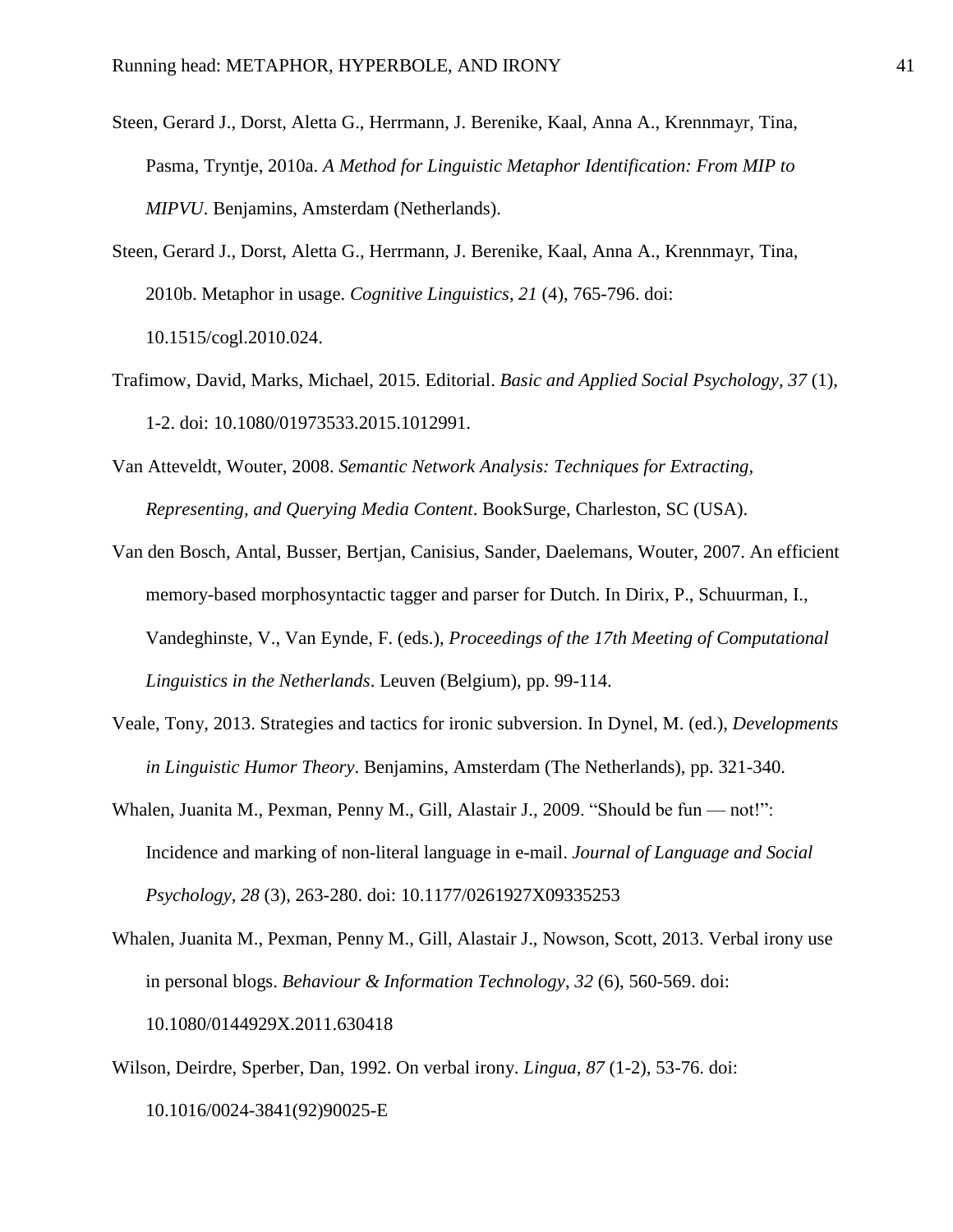Steen, Gerard J., Dorst, Aletta G., Herrmann, J. Berenike, Kaal, Anna A., Krennmayr, Tina, Pasma, Tryntje, 2010a. *A Method for Linguistic Metaphor Identification: From MIP to MIPVU*. Benjamins, Amsterdam (Netherlands).

Steen, Gerard J., Dorst, Aletta G., Herrmann, J. Berenike, Kaal, Anna A., Krennmayr, Tina, 2010b. Metaphor in usage. *Cognitive Linguistics*, *21* (4), 765-796. doi: 10.1515/cogl.2010.024.

Trafimow, David, Marks, Michael, 2015. Editorial. *Basic and Applied Social Psychology, 37* (1), 1-2. doi: 10.1080/01973533.2015.1012991.

Van Atteveldt, Wouter, 2008. *Semantic Network Analysis: Techniques for Extracting, Representing, and Querying Media Content*. BookSurge, Charleston, SC (USA).

Van den Bosch, Antal, Busser, Bertjan, Canisius, Sander, Daelemans, Wouter, 2007. An efficient memory-based morphosyntactic tagger and parser for Dutch. In Dirix, P., Schuurman, I., Vandeghinste, V., Van Eynde, F. (eds.), *Proceedings of the 17th Meeting of Computational Linguistics in the Netherlands*. Leuven (Belgium), pp. 99-114.

Veale, Tony, 2013. Strategies and tactics for ironic subversion. In Dynel, M. (ed.), *Developments in Linguistic Humor Theory*. Benjamins, Amsterdam (The Netherlands), pp. 321-340.

Whalen, Juanita M., Pexman, Penny M., Gill, Alastair J., 2009. "Should be fun — not!": Incidence and marking of non-literal language in e-mail. *Journal of Language and Social Psychology, 28* (3), 263-280. doi: 10.1177/0261927X09335253

Whalen, Juanita M., Pexman, Penny M., Gill, Alastair J., Nowson, Scott, 2013. Verbal irony use in personal blogs. *Behaviour & Information Technology*, *32* (6), 560-569. doi: 10.1080/0144929X.2011.630418

Wilson, Deirdre, Sperber, Dan, 1992. On verbal irony. *Lingua*, *87* (1-2), 53-76. doi: 10.1016/0024-3841(92)90025-E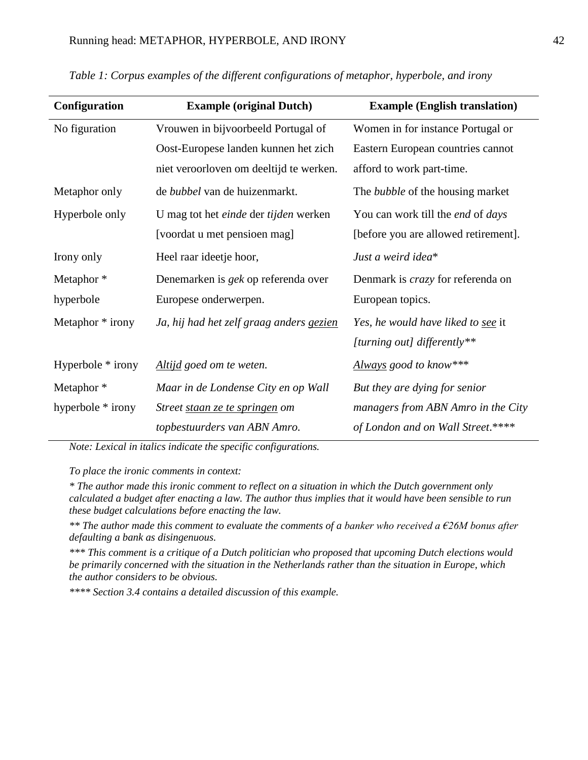*Table 1: Corpus examples of the different configurations of metaphor, hyperbole, and irony*

| Configuration | Example (original Dutch) | Example (English translation) |
| --- | --- | --- |
| No figuration | Vrouwen in bijvoorbeeld Portugal of Oost-Europese landen kunnen het zich niet veroorloven om deeltijd te werken. | Women in for instance Portugal or Eastern European countries cannot afford to work part-time. |
| Metaphor only | de *bubbel* van de huizenmarkt. | The *bubble* of the housing market |
| Hyperbole only | U mag tot het *einde* der *tijden* werken [voordat u met pensioen mag] | You can work till the *end* of *days* [before you are allowed retirement]. |
| Irony only | Heel raar ideetje hoor, | *Just a weird idea** |
| Metaphor * hyperbole | Denemarken is *gek* op referenda over Europese onderwerpen. | Denmark is *crazy* for referenda on European topics. |
| Metaphor * irony | *Ja, hij had het zelf graag anders <u>gezien</u>* | *Yes, he would have liked to <u>see</u>* it *[turning out] differently*** |
| Hyperbole * irony | *<u>Altijd</u> goed om te weten.* | *<u>Always</u> good to know**** |
| Metaphor * hyperbole * irony | *Maar in de Londense City en op Wall Street <u>staan ze te springen</u> om topbestuurders van ABN Amro.* | *But they are dying for senior managers from ABN Amro in the City of London and on Wall Street.***** |

*Note: Lexical in italics indicate the specific configurations.*

*To place the ironic comments in context:*

\* *The author made this ironic comment to reflect on a situation in which the Dutch government only calculated a budget after enacting a law. The author thus implies that it would have been sensible to run these budget calculations before enacting the law.*

\*\* *The author made this comment to evaluate the comments of a banker who received a €26M bonus after defaulting a bank as disingenuous.*

\*\*\* *This comment is a critique of a Dutch politician who proposed that upcoming Dutch elections would be primarily concerned with the situation in the Netherlands rather than the situation in Europe, which the author considers to be obvious.*

\*\*\*\* *Section 3.4 contains a detailed discussion of this example.*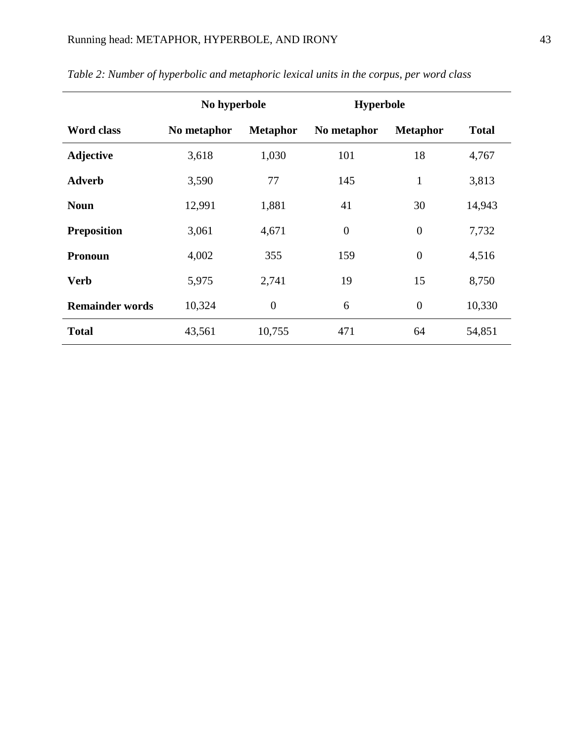*Table 2: Number of hyperbolic and metaphoric lexical units in the corpus, per word class*

| | No hyperbole | | Hyperbole | | |
|---|---|---|---|---|---|
| **Word class** | **No metaphor** | **Metaphor** | **No metaphor** | **Metaphor** | **Total** |
| **Adjective** | 3,618 | 1,030 | 101 | 18 | 4,767 |
| **Adverb** | 3,590 | 77 | 145 | 1 | 3,813 |
| **Noun** | 12,991 | 1,881 | 41 | 30 | 14,943 |
| **Preposition** | 3,061 | 4,671 | 0 | 0 | 7,732 |
| **Pronoun** | 4,002 | 355 | 159 | 0 | 4,516 |
| **Verb** | 5,975 | 2,741 | 19 | 15 | 8,750 |
| **Remainder words** | 10,324 | 0 | 6 | 0 | 10,330 |
| **Total** | 43,561 | 10,755 | 471 | 64 | 54,851 |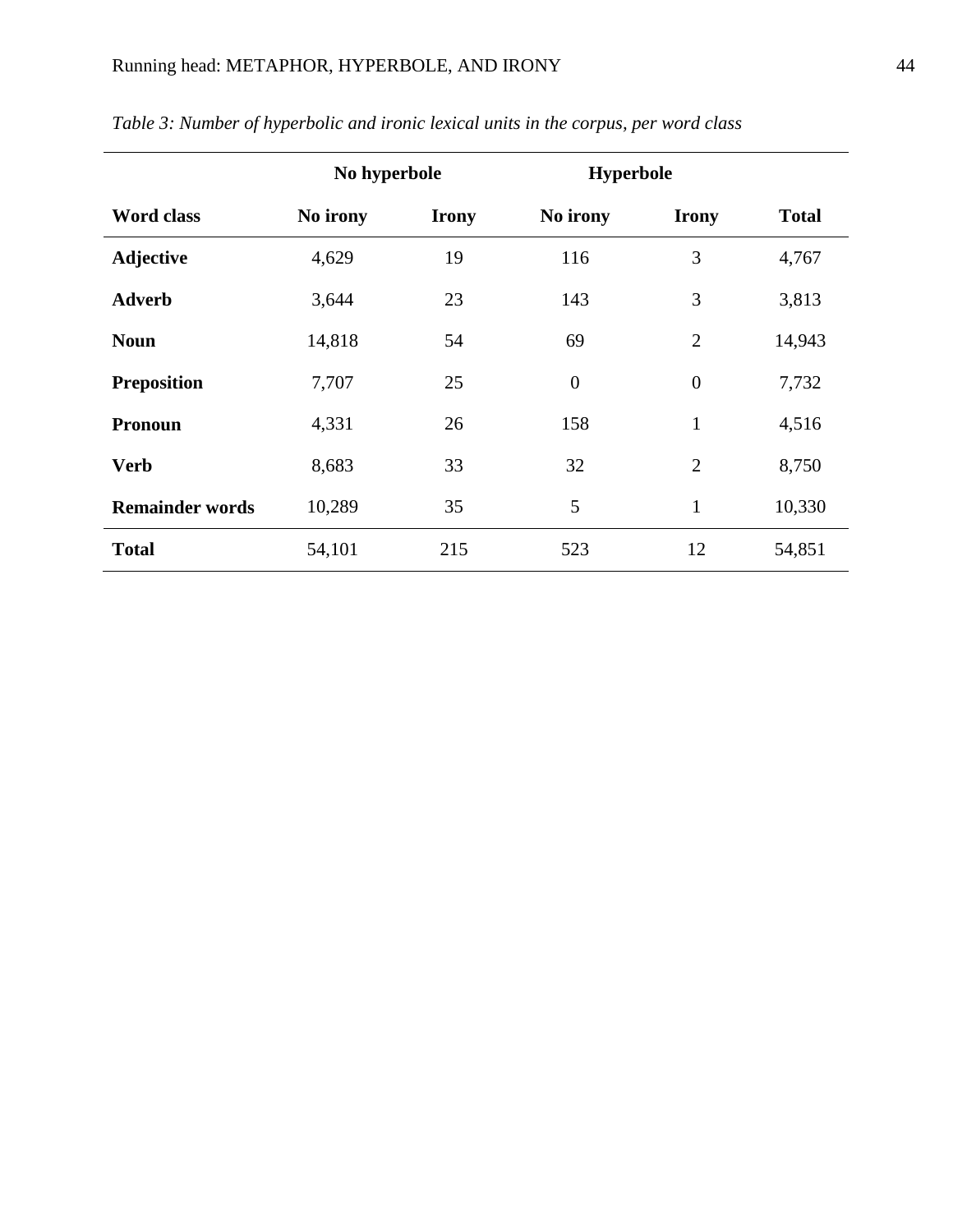*Table 3: Number of hyperbolic and ironic lexical units in the corpus, per word class*

| | No hyperbole | | Hyperbole | | |
|---|---|---|---|---|---|
| **Word class** | **No irony** | **Irony** | **No irony** | **Irony** | **Total** |
| **Adjective** | 4,629 | 19 | 116 | 3 | 4,767 |
| **Adverb** | 3,644 | 23 | 143 | 3 | 3,813 |
| **Noun** | 14,818 | 54 | 69 | 2 | 14,943 |
| **Preposition** | 7,707 | 25 | 0 | 0 | 7,732 |
| **Pronoun** | 4,331 | 26 | 158 | 1 | 4,516 |
| **Verb** | 8,683 | 33 | 32 | 2 | 8,750 |
| **Remainder words** | 10,289 | 35 | 5 | 1 | 10,330 |
| **Total** | 54,101 | 215 | 523 | 12 | 54,851 |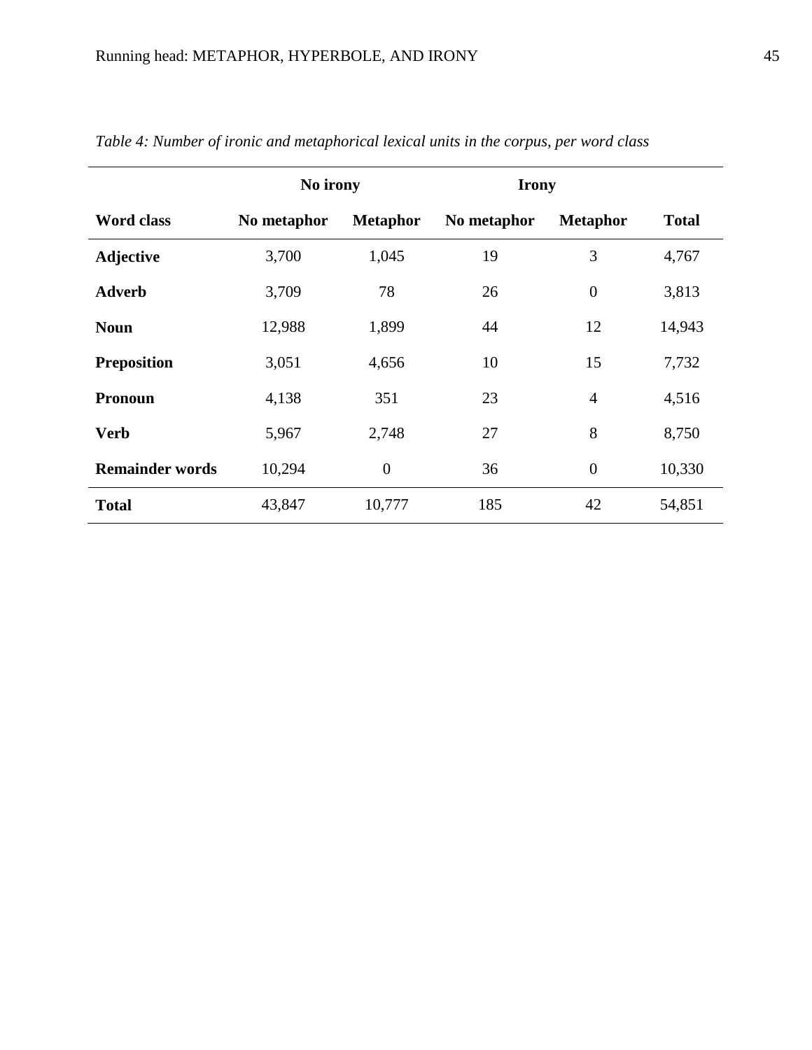*Table 4: Number of ironic and metaphorical lexical units in the corpus, per word class*

| | No irony | | Irony | | |
|---|---|---|---|---|---|
| **Word class** | **No metaphor** | **Metaphor** | **No metaphor** | **Metaphor** | **Total** |
| **Adjective** | 3,700 | 1,045 | 19 | 3 | 4,767 |
| **Adverb** | 3,709 | 78 | 26 | 0 | 3,813 |
| **Noun** | 12,988 | 1,899 | 44 | 12 | 14,943 |
| **Preposition** | 3,051 | 4,656 | 10 | 15 | 7,732 |
| **Pronoun** | 4,138 | 351 | 23 | 4 | 4,516 |
| **Verb** | 5,967 | 2,748 | 27 | 8 | 8,750 |
| **Remainder words** | 10,294 | 0 | 36 | 0 | 10,330 |
| **Total** | 43,847 | 10,777 | 185 | 42 | 54,851 |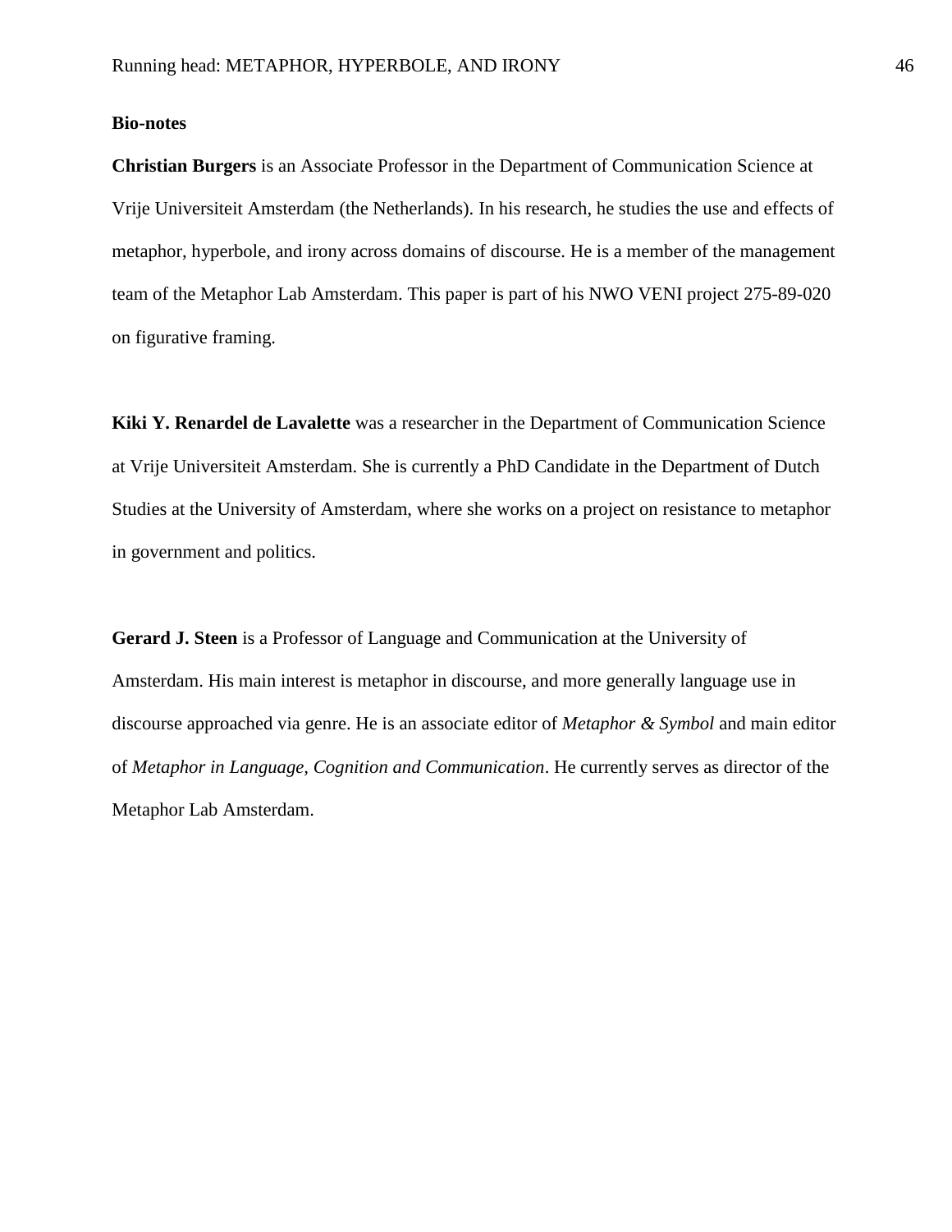**Bio-notes**

**Christian Burgers** is an Associate Professor in the Department of Communication Science at Vrije Universiteit Amsterdam (the Netherlands). In his research, he studies the use and effects of metaphor, hyperbole, and irony across domains of discourse. He is a member of the management team of the Metaphor Lab Amsterdam. This paper is part of his NWO VENI project 275-89-020 on figurative framing.

**Kiki Y. Renardel de Lavalette** was a researcher in the Department of Communication Science at Vrije Universiteit Amsterdam. She is currently a PhD Candidate in the Department of Dutch Studies at the University of Amsterdam, where she works on a project on resistance to metaphor in government and politics.

**Gerard J. Steen** is a Professor of Language and Communication at the University of Amsterdam. His main interest is metaphor in discourse, and more generally language use in discourse approached via genre. He is an associate editor of *Metaphor & Symbol* and main editor of *Metaphor in Language, Cognition and Communication*. He currently serves as director of the Metaphor Lab Amsterdam.